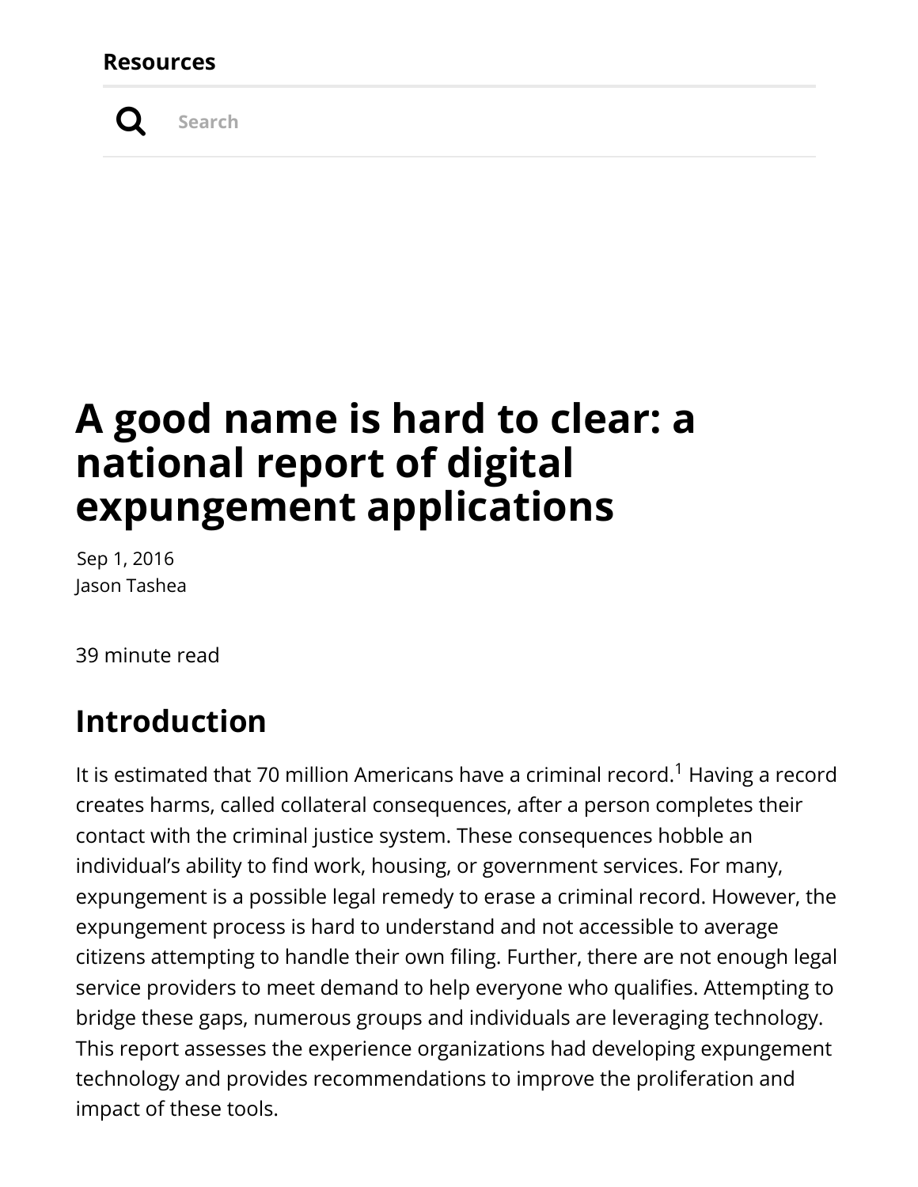Resources

Search

# A good name is hard to clear: a national report of digital expungement applications

Sep 1, 2016
Jason Tashea

39 minute read

## Introduction

It is estimated that 70 million Americans have a criminal record.[1] Having a record creates harms, called collateral consequences, after a person completes their contact with the criminal justice system. These consequences hobble an individual's ability to find work, housing, or government services. For many, expungement is a possible legal remedy to erase a criminal record. However, the expungement process is hard to understand and not accessible to average citizens attempting to handle their own filing. Further, there are not enough legal service providers to meet demand to help everyone who qualifies. Attempting to bridge these gaps, numerous groups and individuals are leveraging technology. This report assesses the experience organizations had developing expungement technology and provides recommendations to improve the proliferation and impact of these tools.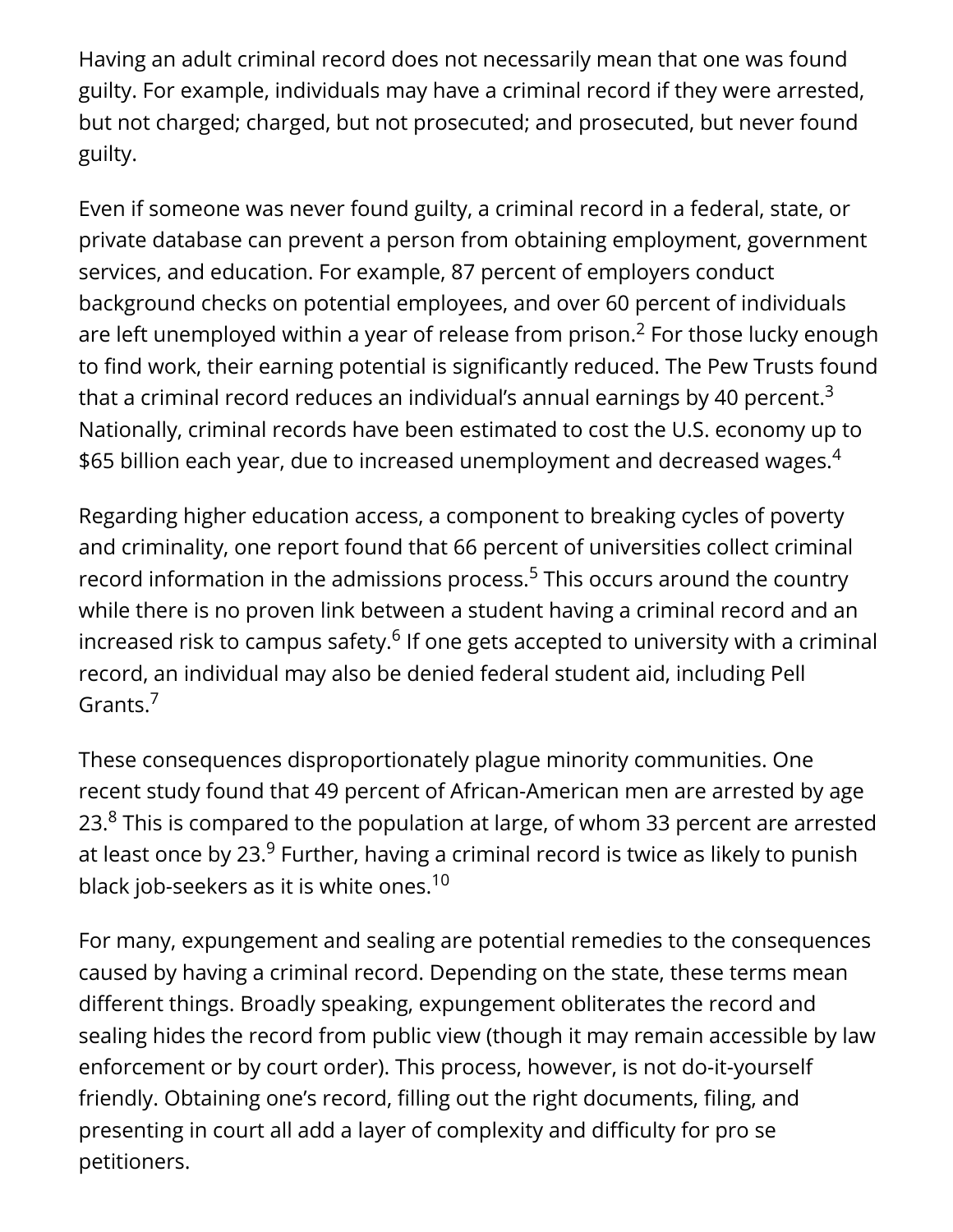Having an adult criminal record does not necessarily mean that one was found guilty. For example, individuals may have a criminal record if they were arrested, but not charged; charged, but not prosecuted; and prosecuted, but never found guilty.

Even if someone was never found guilty, a criminal record in a federal, state, or private database can prevent a person from obtaining employment, government services, and education. For example, 87 percent of employers conduct background checks on potential employees, and over 60 percent of individuals are left unemployed within a year of release from prison.[2] For those lucky enough to find work, their earning potential is significantly reduced. The Pew Trusts found that a criminal record reduces an individual's annual earnings by 40 percent.[3] Nationally, criminal records have been estimated to cost the U.S. economy up to $65 billion each year, due to increased unemployment and decreased wages.[4]

Regarding higher education access, a component to breaking cycles of poverty and criminality, one report found that 66 percent of universities collect criminal record information in the admissions process.[5] This occurs around the country while there is no proven link between a student having a criminal record and an increased risk to campus safety.[6] If one gets accepted to university with a criminal record, an individual may also be denied federal student aid, including Pell Grants.[7]

These consequences disproportionately plague minority communities. One recent study found that 49 percent of African-American men are arrested by age 23.[8] This is compared to the population at large, of whom 33 percent are arrested at least once by 23.[9] Further, having a criminal record is twice as likely to punish black job-seekers as it is white ones.[10]

For many, expungement and sealing are potential remedies to the consequences caused by having a criminal record. Depending on the state, these terms mean different things. Broadly speaking, expungement obliterates the record and sealing hides the record from public view (though it may remain accessible by law enforcement or by court order). This process, however, is not do-it-yourself friendly. Obtaining one's record, filling out the right documents, filing, and presenting in court all add a layer of complexity and difficulty for pro se petitioners.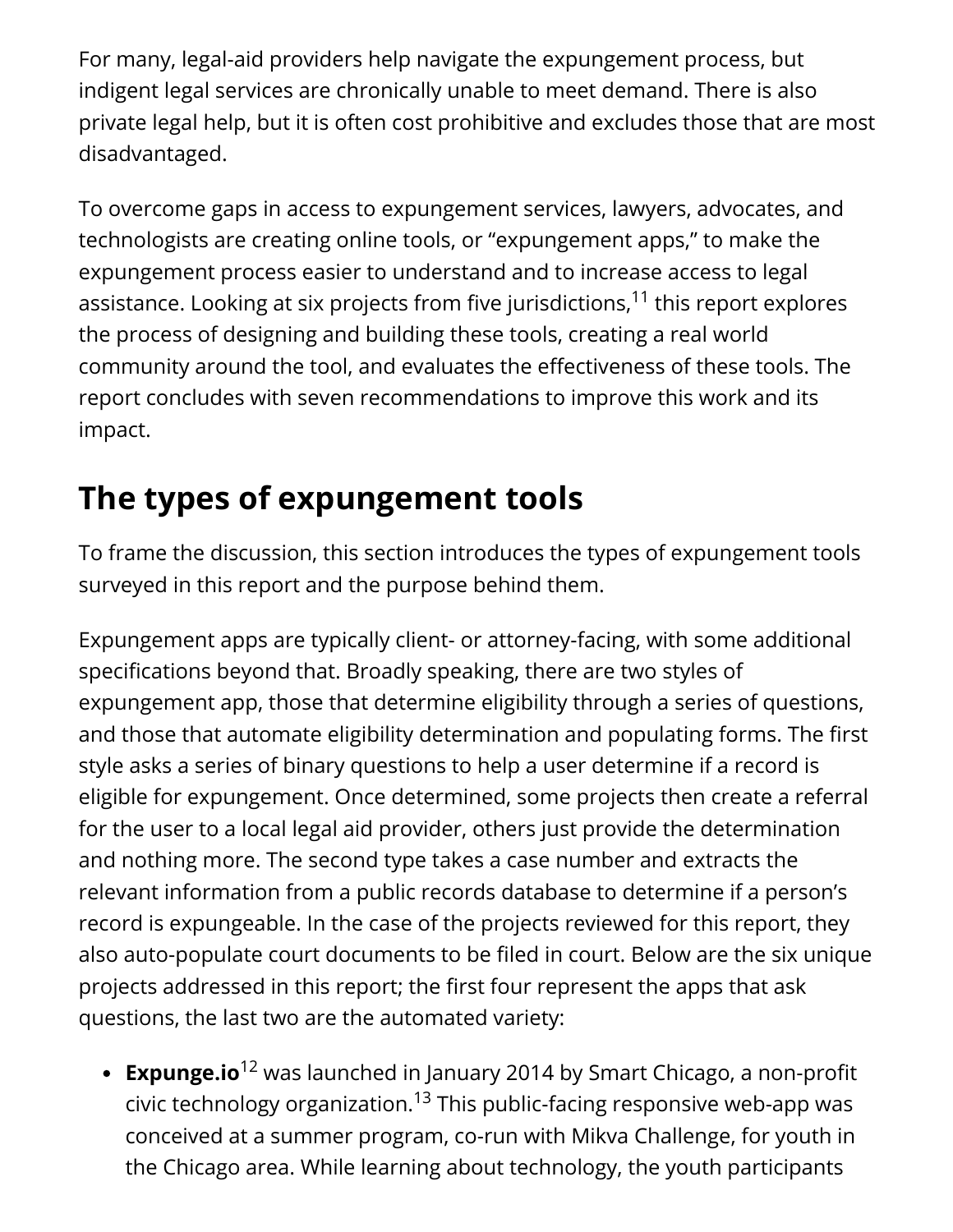For many, legal-aid providers help navigate the expungement process, but indigent legal services are chronically unable to meet demand. There is also private legal help, but it is often cost prohibitive and excludes those that are most disadvantaged.

To overcome gaps in access to expungement services, lawyers, advocates, and technologists are creating online tools, or "expungement apps," to make the expungement process easier to understand and to increase access to legal assistance. Looking at six projects from five jurisdictions,[11] this report explores the process of designing and building these tools, creating a real world community around the tool, and evaluates the effectiveness of these tools. The report concludes with seven recommendations to improve this work and its impact.

## The types of expungement tools

To frame the discussion, this section introduces the types of expungement tools surveyed in this report and the purpose behind them.

Expungement apps are typically client- or attorney-facing, with some additional specifications beyond that. Broadly speaking, there are two styles of expungement app, those that determine eligibility through a series of questions, and those that automate eligibility determination and populating forms. The first style asks a series of binary questions to help a user determine if a record is eligible for expungement. Once determined, some projects then create a referral for the user to a local legal aid provider, others just provide the determination and nothing more. The second type takes a case number and extracts the relevant information from a public records database to determine if a person's record is expungeable. In the case of the projects reviewed for this report, they also auto-populate court documents to be filed in court. Below are the six unique projects addressed in this report; the first four represent the apps that ask questions, the last two are the automated variety:

- **Expunge.io**[12] was launched in January 2014 by Smart Chicago, a non-profit civic technology organization.[13] This public-facing responsive web-app was conceived at a summer program, co-run with Mikva Challenge, for youth in the Chicago area. While learning about technology, the youth participants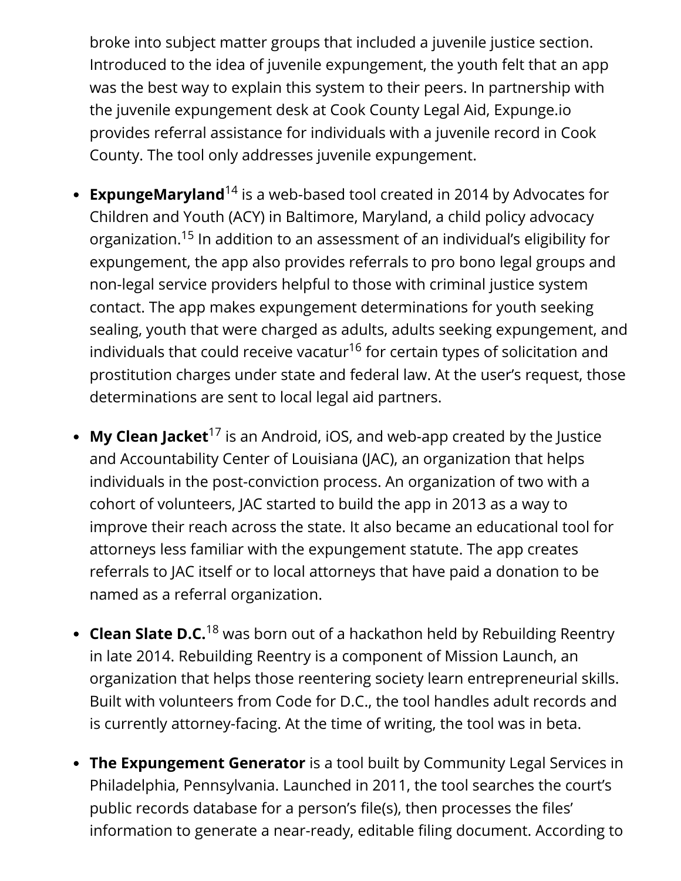broke into subject matter groups that included a juvenile justice section. Introduced to the idea of juvenile expungement, the youth felt that an app was the best way to explain this system to their peers. In partnership with the juvenile expungement desk at Cook County Legal Aid, Expunge.io provides referral assistance for individuals with a juvenile record in Cook County. The tool only addresses juvenile expungement.

- **ExpungeMaryland**[14] is a web-based tool created in 2014 by Advocates for Children and Youth (ACY) in Baltimore, Maryland, a child policy advocacy organization.[15] In addition to an assessment of an individual's eligibility for expungement, the app also provides referrals to pro bono legal groups and non-legal service providers helpful to those with criminal justice system contact. The app makes expungement determinations for youth seeking sealing, youth that were charged as adults, adults seeking expungement, and individuals that could receive vacatur[16] for certain types of solicitation and prostitution charges under state and federal law. At the user's request, those determinations are sent to local legal aid partners.

- **My Clean Jacket**[17] is an Android, iOS, and web-app created by the Justice and Accountability Center of Louisiana (JAC), an organization that helps individuals in the post-conviction process. An organization of two with a cohort of volunteers, JAC started to build the app in 2013 as a way to improve their reach across the state. It also became an educational tool for attorneys less familiar with the expungement statute. The app creates referrals to JAC itself or to local attorneys that have paid a donation to be named as a referral organization.

- **Clean Slate D.C.**[18] was born out of a hackathon held by Rebuilding Reentry in late 2014. Rebuilding Reentry is a component of Mission Launch, an organization that helps those reentering society learn entrepreneurial skills. Built with volunteers from Code for D.C., the tool handles adult records and is currently attorney-facing. At the time of writing, the tool was in beta.

- **The Expungement Generator** is a tool built by Community Legal Services in Philadelphia, Pennsylvania. Launched in 2011, the tool searches the court's public records database for a person's file(s), then processes the files' information to generate a near-ready, editable filing document. According to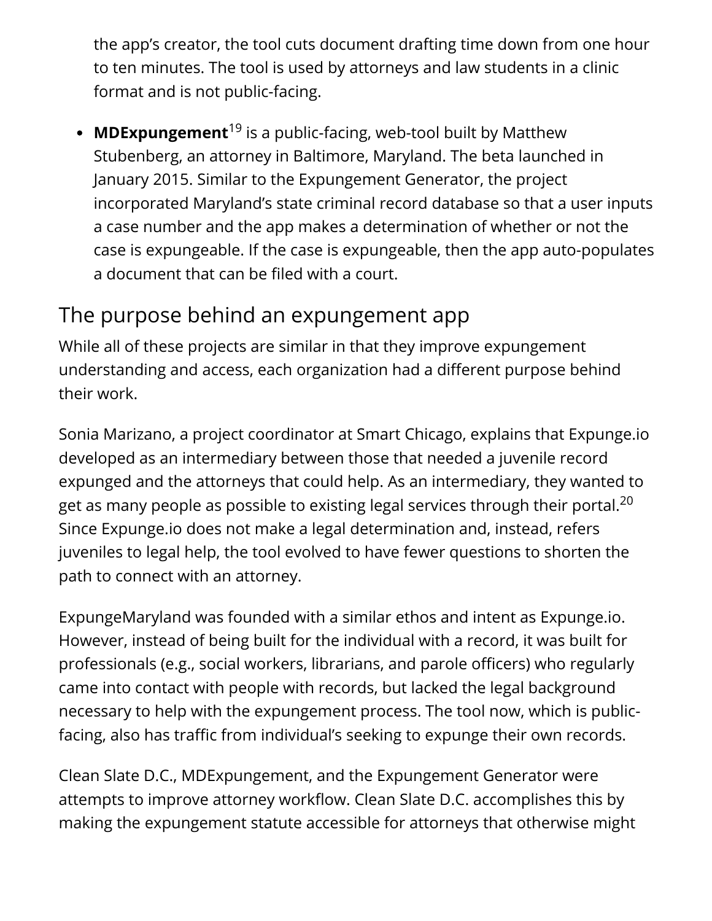the app's creator, the tool cuts document drafting time down from one hour to ten minutes. The tool is used by attorneys and law students in a clinic format and is not public-facing.

- **MDExpungement**[19] is a public-facing, web-tool built by Matthew Stubenberg, an attorney in Baltimore, Maryland. The beta launched in January 2015. Similar to the Expungement Generator, the project incorporated Maryland's state criminal record database so that a user inputs a case number and the app makes a determination of whether or not the case is expungeable. If the case is expungeable, then the app auto-populates a document that can be filed with a court.

## The purpose behind an expungement app

While all of these projects are similar in that they improve expungement understanding and access, each organization had a different purpose behind their work.

Sonia Marizano, a project coordinator at Smart Chicago, explains that Expunge.io developed as an intermediary between those that needed a juvenile record expunged and the attorneys that could help. As an intermediary, they wanted to get as many people as possible to existing legal services through their portal.[20] Since Expunge.io does not make a legal determination and, instead, refers juveniles to legal help, the tool evolved to have fewer questions to shorten the path to connect with an attorney.

ExpungeMaryland was founded with a similar ethos and intent as Expunge.io. However, instead of being built for the individual with a record, it was built for professionals (e.g., social workers, librarians, and parole officers) who regularly came into contact with people with records, but lacked the legal background necessary to help with the expungement process. The tool now, which is public-facing, also has traffic from individual's seeking to expunge their own records.

Clean Slate D.C., MDExpungement, and the Expungement Generator were attempts to improve attorney workflow. Clean Slate D.C. accomplishes this by making the expungement statute accessible for attorneys that otherwise might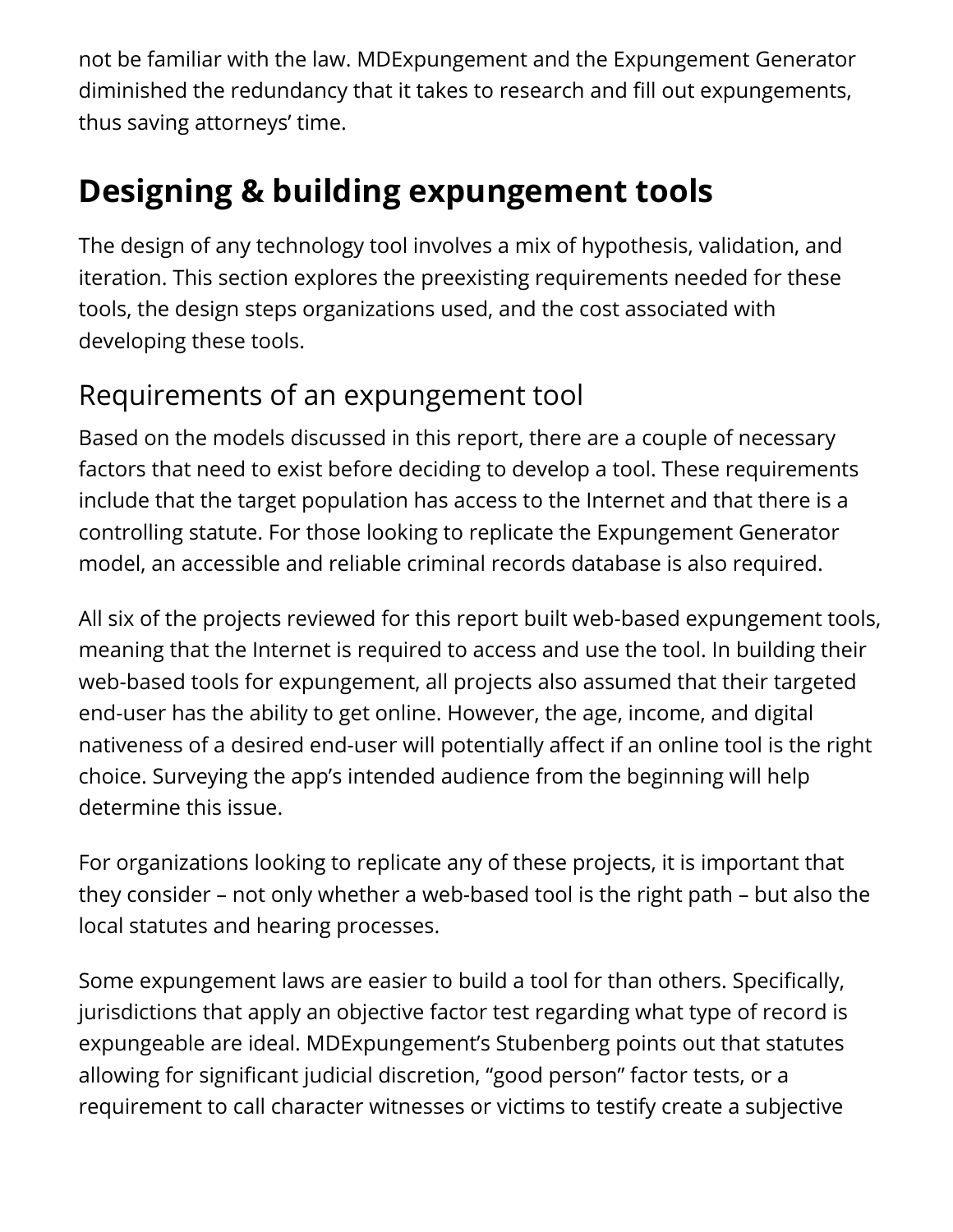not be familiar with the law. MDExpungement and the Expungement Generator diminished the redundancy that it takes to research and fill out expungements, thus saving attorneys' time.

## Designing & building expungement tools

The design of any technology tool involves a mix of hypothesis, validation, and iteration. This section explores the preexisting requirements needed for these tools, the design steps organizations used, and the cost associated with developing these tools.

### Requirements of an expungement tool

Based on the models discussed in this report, there are a couple of necessary factors that need to exist before deciding to develop a tool. These requirements include that the target population has access to the Internet and that there is a controlling statute. For those looking to replicate the Expungement Generator model, an accessible and reliable criminal records database is also required.

All six of the projects reviewed for this report built web-based expungement tools, meaning that the Internet is required to access and use the tool. In building their web-based tools for expungement, all projects also assumed that their targeted end-user has the ability to get online. However, the age, income, and digital nativeness of a desired end-user will potentially affect if an online tool is the right choice. Surveying the app's intended audience from the beginning will help determine this issue.

For organizations looking to replicate any of these projects, it is important that they consider – not only whether a web-based tool is the right path – but also the local statutes and hearing processes.

Some expungement laws are easier to build a tool for than others. Specifically, jurisdictions that apply an objective factor test regarding what type of record is expungeable are ideal. MDExpungement's Stubenberg points out that statutes allowing for significant judicial discretion, "good person" factor tests, or a requirement to call character witnesses or victims to testify create a subjective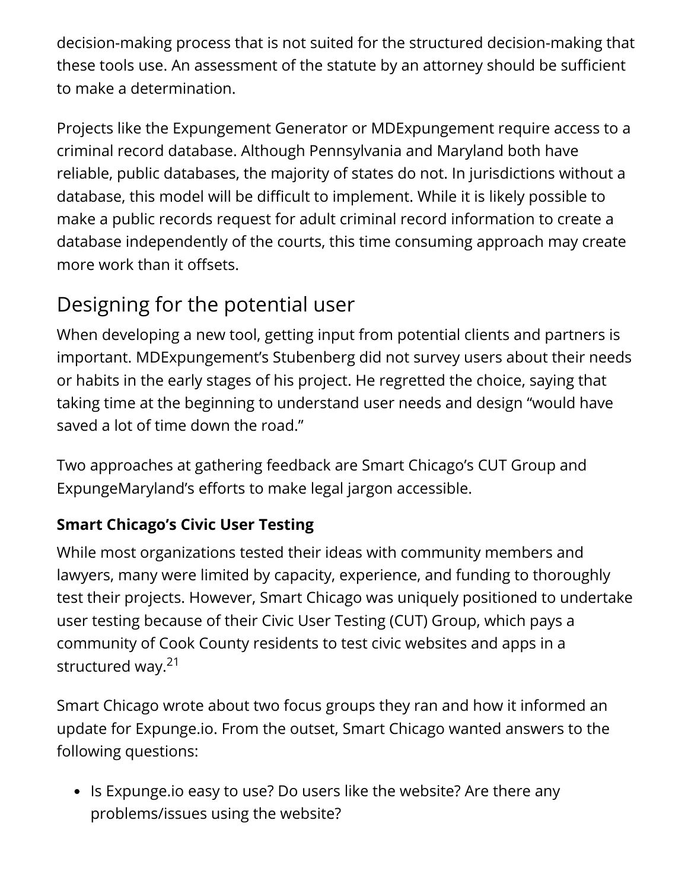decision-making process that is not suited for the structured decision-making that these tools use. An assessment of the statute by an attorney should be sufficient to make a determination.

Projects like the Expungement Generator or MDExpungement require access to a criminal record database. Although Pennsylvania and Maryland both have reliable, public databases, the majority of states do not. In jurisdictions without a database, this model will be difficult to implement. While it is likely possible to make a public records request for adult criminal record information to create a database independently of the courts, this time consuming approach may create more work than it offsets.

## Designing for the potential user

When developing a new tool, getting input from potential clients and partners is important. MDExpungement's Stubenberg did not survey users about their needs or habits in the early stages of his project. He regretted the choice, saying that taking time at the beginning to understand user needs and design "would have saved a lot of time down the road."

Two approaches at gathering feedback are Smart Chicago's CUT Group and ExpungeMaryland's efforts to make legal jargon accessible.

### Smart Chicago's Civic User Testing

While most organizations tested their ideas with community members and lawyers, many were limited by capacity, experience, and funding to thoroughly test their projects. However, Smart Chicago was uniquely positioned to undertake user testing because of their Civic User Testing (CUT) Group, which pays a community of Cook County residents to test civic websites and apps in a structured way.[21]

Smart Chicago wrote about two focus groups they ran and how it informed an update for Expunge.io. From the outset, Smart Chicago wanted answers to the following questions:

- Is Expunge.io easy to use? Do users like the website? Are there any problems/issues using the website?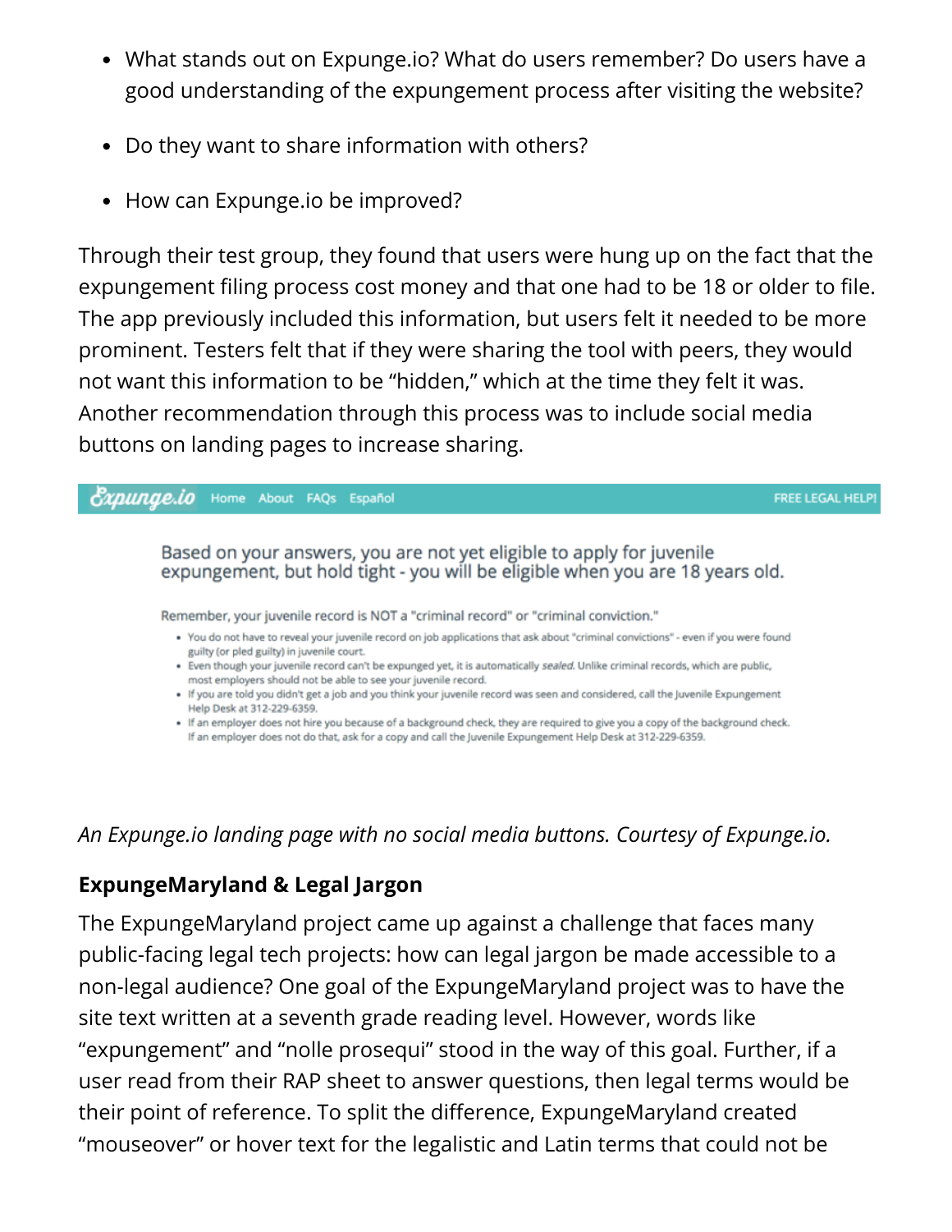- What stands out on Expunge.io? What do users remember? Do users have a good understanding of the expungement process after visiting the website?
- Do they want to share information with others?
- How can Expunge.io be improved?

Through their test group, they found that users were hung up on the fact that the expungement filing process cost money and that one had to be 18 or older to file. The app previously included this information, but users felt it needed to be more prominent. Testers felt that if they were sharing the tool with peers, they would not want this information to be "hidden," which at the time they felt it was. Another recommendation through this process was to include social media buttons on landing pages to increase sharing.

Expunge.io Home About FAQs Español FREE LEGAL HELP!

Based on your answers, you are not yet eligible to apply for juvenile expungement, but hold tight - you will be eligible when you are 18 years old.

Remember, your juvenile record is NOT a "criminal record" or "criminal conviction."

- You do not have to reveal your juvenile record on job applications that ask about "criminal convictions" - even if you were found guilty (or pled guilty) in juvenile court.
- Even though your juvenile record can't be expunged yet, it is automatically *sealed*. Unlike criminal records, which are public, most employers should not be able to see your juvenile record.
- If you are told you didn't get a job and you think your juvenile record was seen and considered, call the Juvenile Expungement Help Desk at 312-229-6359.
- If an employer does not hire you because of a background check, they are required to give you a copy of the background check. If an employer does not do that, ask for a copy and call the Juvenile Expungement Help Desk at 312-229-6359.

*An Expunge.io landing page with no social media buttons. Courtesy of Expunge.io.*

### ExpungeMaryland & Legal Jargon

The ExpungeMaryland project came up against a challenge that faces many public-facing legal tech projects: how can legal jargon be made accessible to a non-legal audience? One goal of the ExpungeMaryland project was to have the site text written at a seventh grade reading level. However, words like "expungement" and "nolle prosequi" stood in the way of this goal. Further, if a user read from their RAP sheet to answer questions, then legal terms would be their point of reference. To split the difference, ExpungeMaryland created "mouseover" or hover text for the legalistic and Latin terms that could not be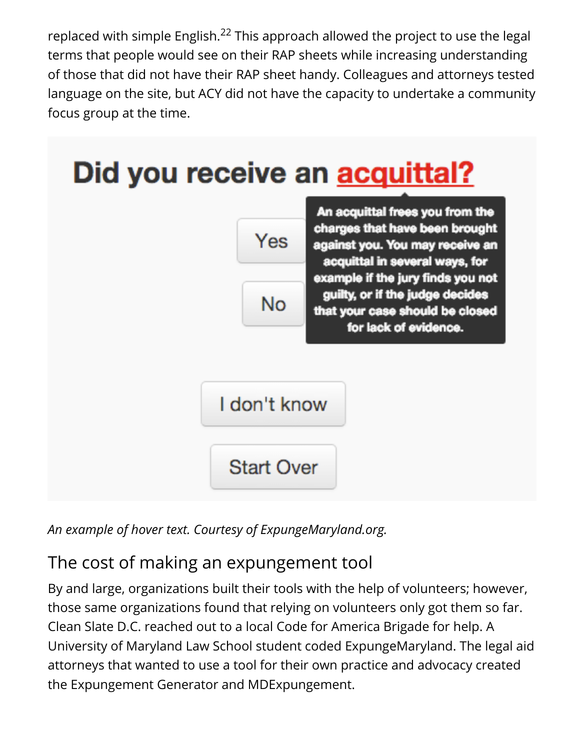replaced with simple English.[22] This approach allowed the project to use the legal terms that people would see on their RAP sheets while increasing understanding of those that did not have their RAP sheet handy. Colleagues and attorneys tested language on the site, but ACY did not have the capacity to undertake a community focus group at the time.

Did you receive an acquittal?

An acquittal frees you from the charges that have been brought against you. You may receive an acquittal in several ways, for example if the jury finds you not guilty, or if the judge decides that your case should be closed for lack of evidence.

Yes

No

I don't know

Start Over

*An example of hover text. Courtesy of ExpungeMaryland.org.*

## The cost of making an expungement tool

By and large, organizations built their tools with the help of volunteers; however, those same organizations found that relying on volunteers only got them so far. Clean Slate D.C. reached out to a local Code for America Brigade for help. A University of Maryland Law School student coded ExpungeMaryland. The legal aid attorneys that wanted to use a tool for their own practice and advocacy created the Expungement Generator and MDExpungement.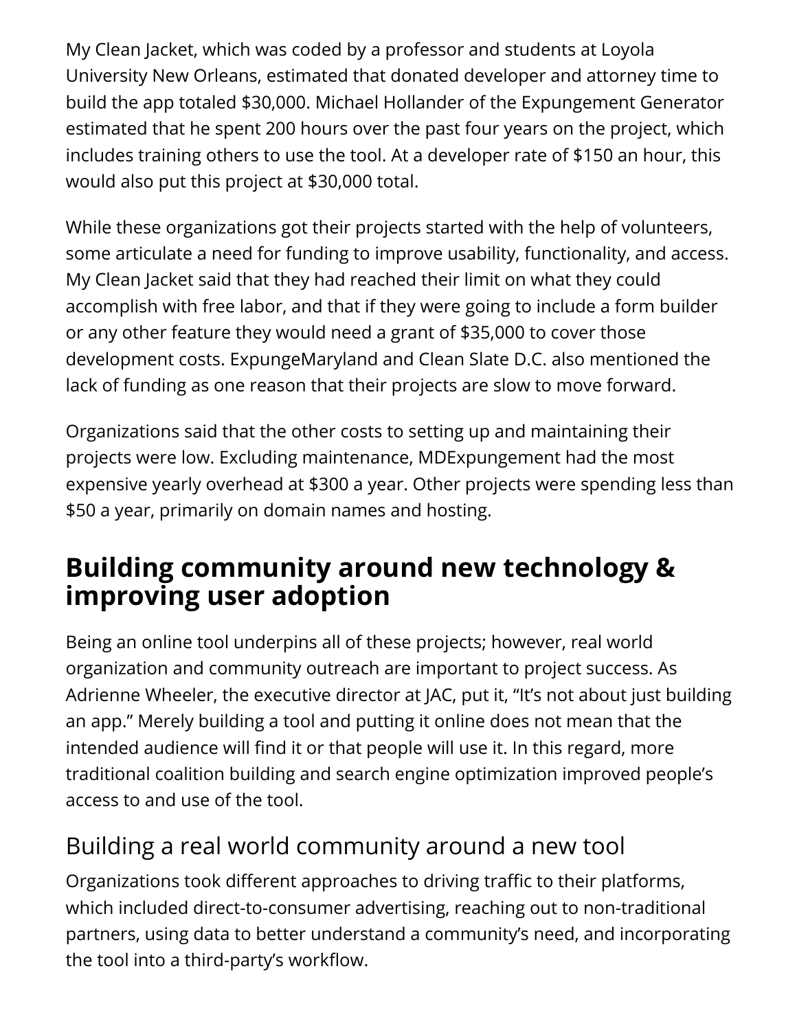My Clean Jacket, which was coded by a professor and students at Loyola University New Orleans, estimated that donated developer and attorney time to build the app totaled $30,000. Michael Hollander of the Expungement Generator estimated that he spent 200 hours over the past four years on the project, which includes training others to use the tool. At a developer rate of $150 an hour, this would also put this project at $30,000 total.

While these organizations got their projects started with the help of volunteers, some articulate a need for funding to improve usability, functionality, and access. My Clean Jacket said that they had reached their limit on what they could accomplish with free labor, and that if they were going to include a form builder or any other feature they would need a grant of $35,000 to cover those development costs. ExpungeMaryland and Clean Slate D.C. also mentioned the lack of funding as one reason that their projects are slow to move forward.

Organizations said that the other costs to setting up and maintaining their projects were low. Excluding maintenance, MDExpungement had the most expensive yearly overhead at $300 a year. Other projects were spending less than $50 a year, primarily on domain names and hosting.

## Building community around new technology & improving user adoption

Being an online tool underpins all of these projects; however, real world organization and community outreach are important to project success. As Adrienne Wheeler, the executive director at JAC, put it, “It’s not about just building an app.” Merely building a tool and putting it online does not mean that the intended audience will find it or that people will use it. In this regard, more traditional coalition building and search engine optimization improved people’s access to and use of the tool.

### Building a real world community around a new tool

Organizations took different approaches to driving traffic to their platforms, which included direct-to-consumer advertising, reaching out to non-traditional partners, using data to better understand a community’s need, and incorporating the tool into a third-party’s workflow.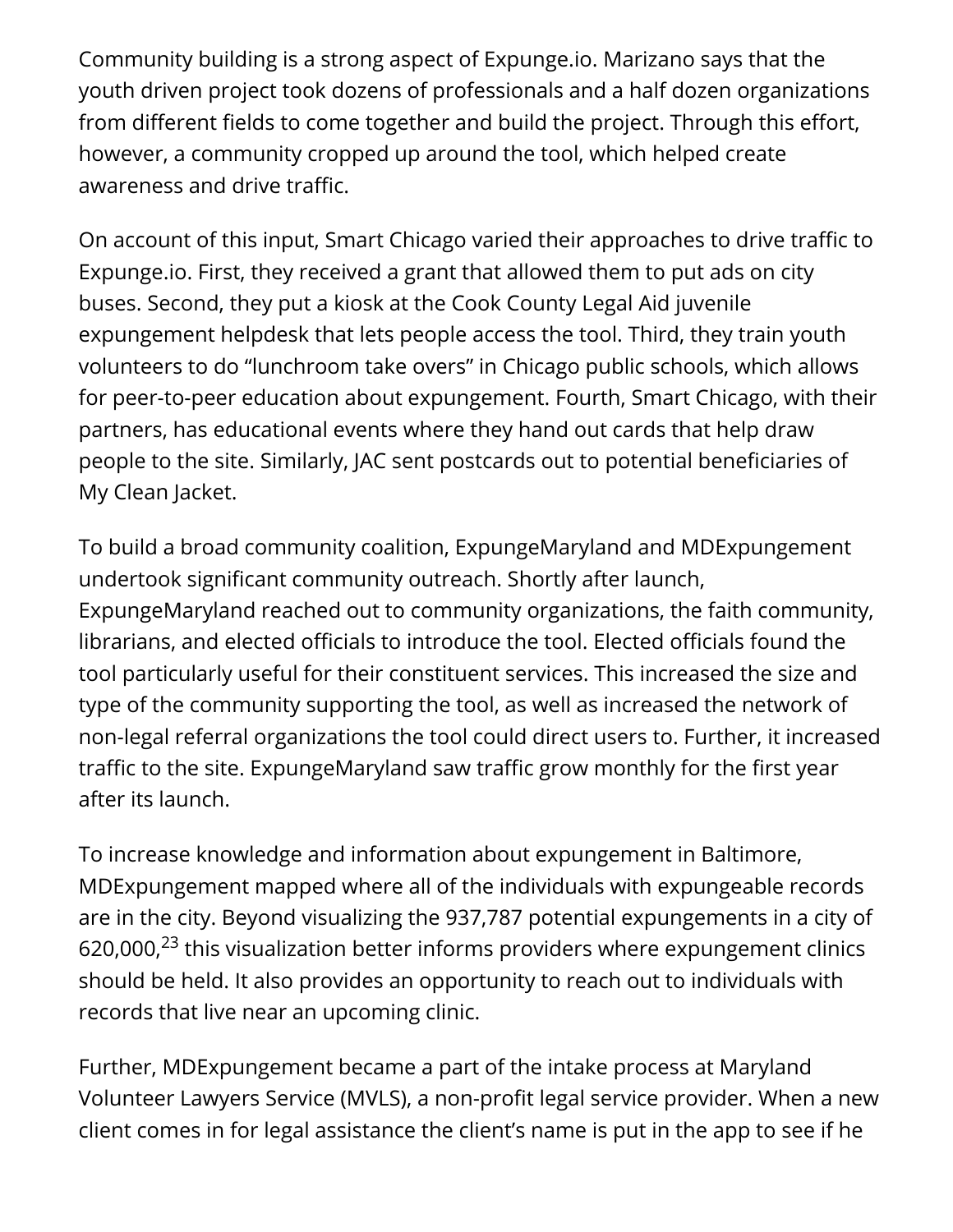Community building is a strong aspect of Expunge.io. Marizano says that the youth driven project took dozens of professionals and a half dozen organizations from different fields to come together and build the project. Through this effort, however, a community cropped up around the tool, which helped create awareness and drive traffic.

On account of this input, Smart Chicago varied their approaches to drive traffic to Expunge.io. First, they received a grant that allowed them to put ads on city buses. Second, they put a kiosk at the Cook County Legal Aid juvenile expungement helpdesk that lets people access the tool. Third, they train youth volunteers to do "lunchroom take overs" in Chicago public schools, which allows for peer-to-peer education about expungement. Fourth, Smart Chicago, with their partners, has educational events where they hand out cards that help draw people to the site. Similarly, JAC sent postcards out to potential beneficiaries of My Clean Jacket.

To build a broad community coalition, ExpungeMaryland and MDExpungement undertook significant community outreach. Shortly after launch, ExpungeMaryland reached out to community organizations, the faith community, librarians, and elected officials to introduce the tool. Elected officials found the tool particularly useful for their constituent services. This increased the size and type of the community supporting the tool, as well as increased the network of non-legal referral organizations the tool could direct users to. Further, it increased traffic to the site. ExpungeMaryland saw traffic grow monthly for the first year after its launch.

To increase knowledge and information about expungement in Baltimore, MDExpungement mapped where all of the individuals with expungeable records are in the city. Beyond visualizing the 937,787 potential expungements in a city of 620,000,[23] this visualization better informs providers where expungement clinics should be held. It also provides an opportunity to reach out to individuals with records that live near an upcoming clinic.

Further, MDExpungement became a part of the intake process at Maryland Volunteer Lawyers Service (MVLS), a non-profit legal service provider. When a new client comes in for legal assistance the client's name is put in the app to see if he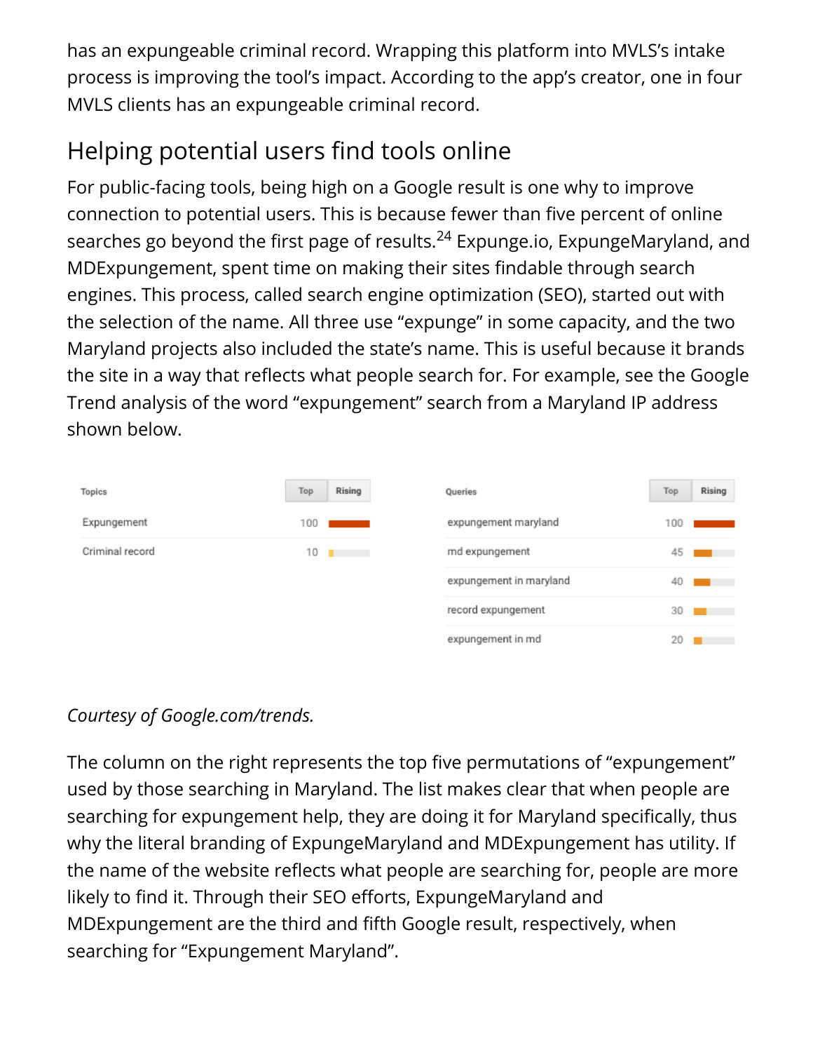has an expungeable criminal record. Wrapping this platform into MVLS's intake process is improving the tool's impact. According to the app's creator, one in four MVLS clients has an expungeable criminal record.

## Helping potential users find tools online

For public-facing tools, being high on a Google result is one why to improve connection to potential users. This is because fewer than five percent of online searches go beyond the first page of results.[24] Expunge.io, ExpungeMaryland, and MDExpungement, spent time on making their sites findable through search engines. This process, called search engine optimization (SEO), started out with the selection of the name. All three use "expunge" in some capacity, and the two Maryland projects also included the state's name. This is useful because it brands the site in a way that reflects what people search for. For example, see the Google Trend analysis of the word "expungement" search from a Maryland IP address shown below.

| Topics | Top |
|---|---|
| Expungement | 100 |
| Criminal record | 10 |

| Queries | Top |
|---|---|
| expungement maryland | 100 |
| md expungement | 45 |
| expungement in maryland | 40 |
| record expungement | 30 |
| expungement in md | 20 |

*Courtesy of Google.com/trends.*

The column on the right represents the top five permutations of "expungement" used by those searching in Maryland. The list makes clear that when people are searching for expungement help, they are doing it for Maryland specifically, thus why the literal branding of ExpungeMaryland and MDExpungement has utility. If the name of the website reflects what people are searching for, people are more likely to find it. Through their SEO efforts, ExpungeMaryland and MDExpungement are the third and fifth Google result, respectively, when searching for "Expungement Maryland".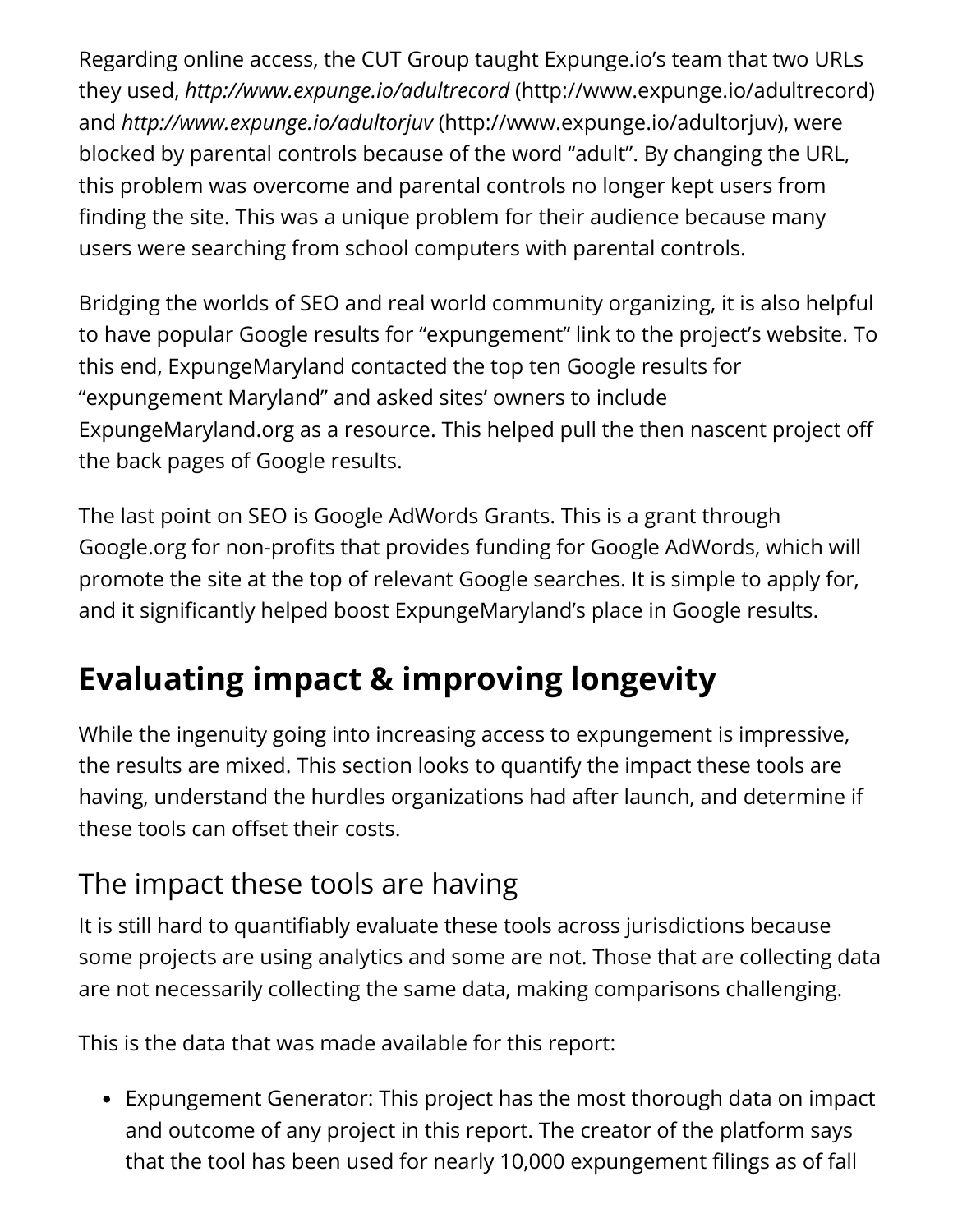Regarding online access, the CUT Group taught Expunge.io's team that two URLs they used, *http://www.expunge.io/adultrecord* (http://www.expunge.io/adultrecord) and *http://www.expunge.io/adultorjuv* (http://www.expunge.io/adultorjuv), were blocked by parental controls because of the word "adult". By changing the URL, this problem was overcome and parental controls no longer kept users from finding the site. This was a unique problem for their audience because many users were searching from school computers with parental controls.

Bridging the worlds of SEO and real world community organizing, it is also helpful to have popular Google results for "expungement" link to the project's website. To this end, ExpungeMaryland contacted the top ten Google results for "expungement Maryland" and asked sites' owners to include ExpungeMaryland.org as a resource. This helped pull the then nascent project off the back pages of Google results.

The last point on SEO is Google AdWords Grants. This is a grant through Google.org for non-profits that provides funding for Google AdWords, which will promote the site at the top of relevant Google searches. It is simple to apply for, and it significantly helped boost ExpungeMaryland's place in Google results.

## Evaluating impact & improving longevity

While the ingenuity going into increasing access to expungement is impressive, the results are mixed. This section looks to quantify the impact these tools are having, understand the hurdles organizations had after launch, and determine if these tools can offset their costs.

### The impact these tools are having

It is still hard to quantifiably evaluate these tools across jurisdictions because some projects are using analytics and some are not. Those that are collecting data are not necessarily collecting the same data, making comparisons challenging.

This is the data that was made available for this report:

- Expungement Generator: This project has the most thorough data on impact and outcome of any project in this report. The creator of the platform says that the tool has been used for nearly 10,000 expungement filings as of fall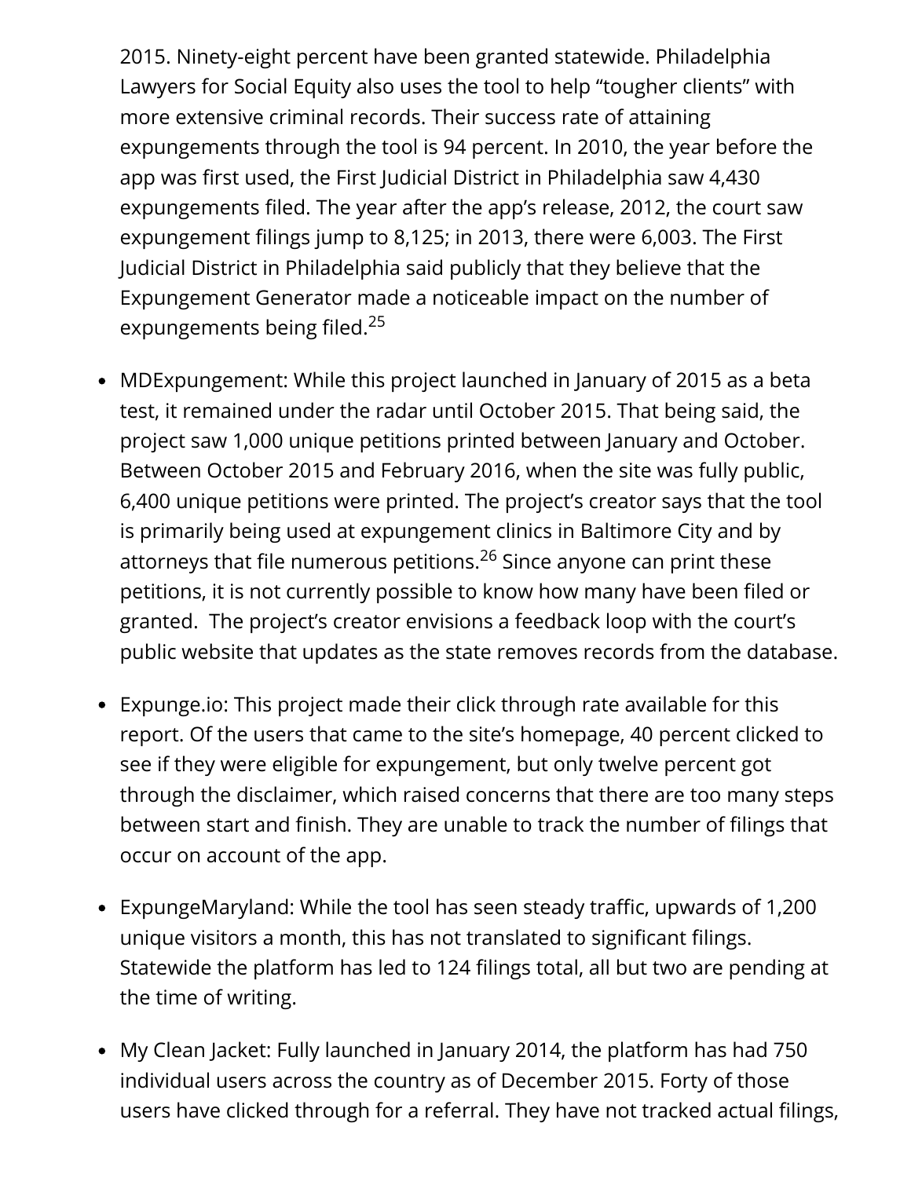2015. Ninety-eight percent have been granted statewide. Philadelphia Lawyers for Social Equity also uses the tool to help "tougher clients" with more extensive criminal records. Their success rate of attaining expungements through the tool is 94 percent. In 2010, the year before the app was first used, the First Judicial District in Philadelphia saw 4,430 expungements filed. The year after the app's release, 2012, the court saw expungement filings jump to 8,125; in 2013, there were 6,003. The First Judicial District in Philadelphia said publicly that they believe that the Expungement Generator made a noticeable impact on the number of expungements being filed.[25]

- MDExpungement: While this project launched in January of 2015 as a beta test, it remained under the radar until October 2015. That being said, the project saw 1,000 unique petitions printed between January and October. Between October 2015 and February 2016, when the site was fully public, 6,400 unique petitions were printed. The project's creator says that the tool is primarily being used at expungement clinics in Baltimore City and by attorneys that file numerous petitions.[26] Since anyone can print these petitions, it is not currently possible to know how many have been filed or granted. The project's creator envisions a feedback loop with the court's public website that updates as the state removes records from the database.

- Expunge.io: This project made their click through rate available for this report. Of the users that came to the site's homepage, 40 percent clicked to see if they were eligible for expungement, but only twelve percent got through the disclaimer, which raised concerns that there are too many steps between start and finish. They are unable to track the number of filings that occur on account of the app.

- ExpungeMaryland: While the tool has seen steady traffic, upwards of 1,200 unique visitors a month, this has not translated to significant filings. Statewide the platform has led to 124 filings total, all but two are pending at the time of writing.

- My Clean Jacket: Fully launched in January 2014, the platform has had 750 individual users across the country as of December 2015. Forty of those users have clicked through for a referral. They have not tracked actual filings,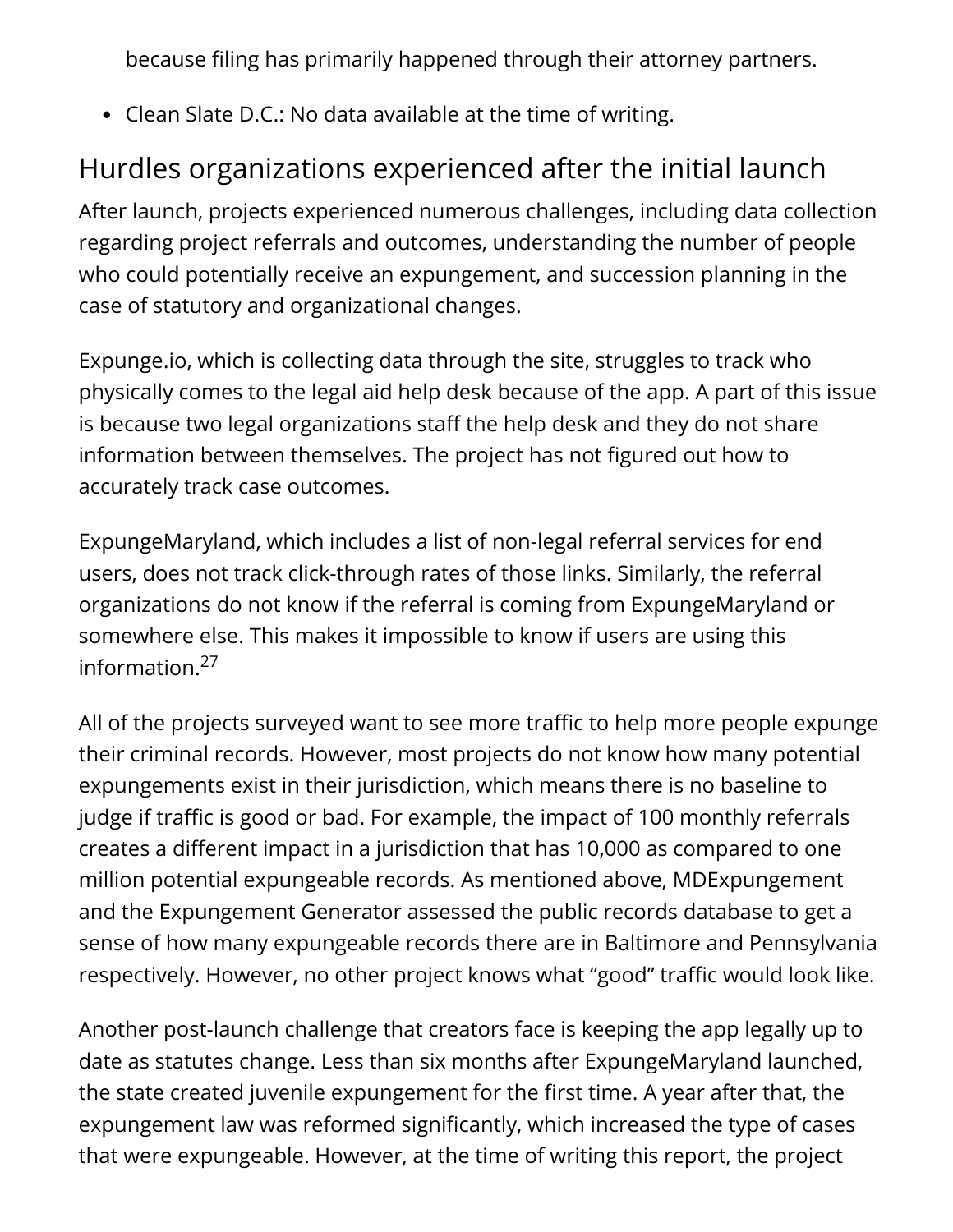because filing has primarily happened through their attorney partners.

- Clean Slate D.C.: No data available at the time of writing.

## Hurdles organizations experienced after the initial launch

After launch, projects experienced numerous challenges, including data collection regarding project referrals and outcomes, understanding the number of people who could potentially receive an expungement, and succession planning in the case of statutory and organizational changes.

Expunge.io, which is collecting data through the site, struggles to track who physically comes to the legal aid help desk because of the app. A part of this issue is because two legal organizations staff the help desk and they do not share information between themselves. The project has not figured out how to accurately track case outcomes.

ExpungeMaryland, which includes a list of non-legal referral services for end users, does not track click-through rates of those links. Similarly, the referral organizations do not know if the referral is coming from ExpungeMaryland or somewhere else. This makes it impossible to know if users are using this information.[27]

All of the projects surveyed want to see more traffic to help more people expunge their criminal records. However, most projects do not know how many potential expungements exist in their jurisdiction, which means there is no baseline to judge if traffic is good or bad. For example, the impact of 100 monthly referrals creates a different impact in a jurisdiction that has 10,000 as compared to one million potential expungeable records. As mentioned above, MDExpungement and the Expungement Generator assessed the public records database to get a sense of how many expungeable records there are in Baltimore and Pennsylvania respectively. However, no other project knows what "good" traffic would look like.

Another post-launch challenge that creators face is keeping the app legally up to date as statutes change. Less than six months after ExpungeMaryland launched, the state created juvenile expungement for the first time. A year after that, the expungement law was reformed significantly, which increased the type of cases that were expungeable. However, at the time of writing this report, the project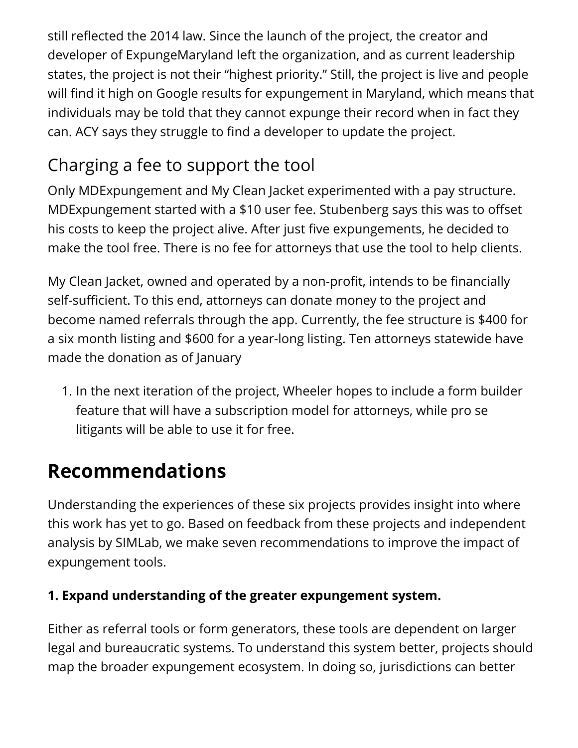still reflected the 2014 law. Since the launch of the project, the creator and developer of ExpungeMaryland left the organization, and as current leadership states, the project is not their “highest priority.” Still, the project is live and people will find it high on Google results for expungement in Maryland, which means that individuals may be told that they cannot expunge their record when in fact they can. ACY says they struggle to find a developer to update the project.

## Charging a fee to support the tool

Only MDExpungement and My Clean Jacket experimented with a pay structure. MDExpungement started with a $10 user fee. Stubenberg says this was to offset his costs to keep the project alive. After just five expungements, he decided to make the tool free. There is no fee for attorneys that use the tool to help clients.

My Clean Jacket, owned and operated by a non-profit, intends to be financially self-sufficient. To this end, attorneys can donate money to the project and become named referrals through the app. Currently, the fee structure is $400 for a six month listing and $600 for a year-long listing. Ten attorneys statewide have made the donation as of January

1. In the next iteration of the project, Wheeler hopes to include a form builder feature that will have a subscription model for attorneys, while pro se litigants will be able to use it for free.

# Recommendations

Understanding the experiences of these six projects provides insight into where this work has yet to go. Based on feedback from these projects and independent analysis by SIMLab, we make seven recommendations to improve the impact of expungement tools.

**1. Expand understanding of the greater expungement system.**

Either as referral tools or form generators, these tools are dependent on larger legal and bureaucratic systems. To understand this system better, projects should map the broader expungement ecosystem. In doing so, jurisdictions can better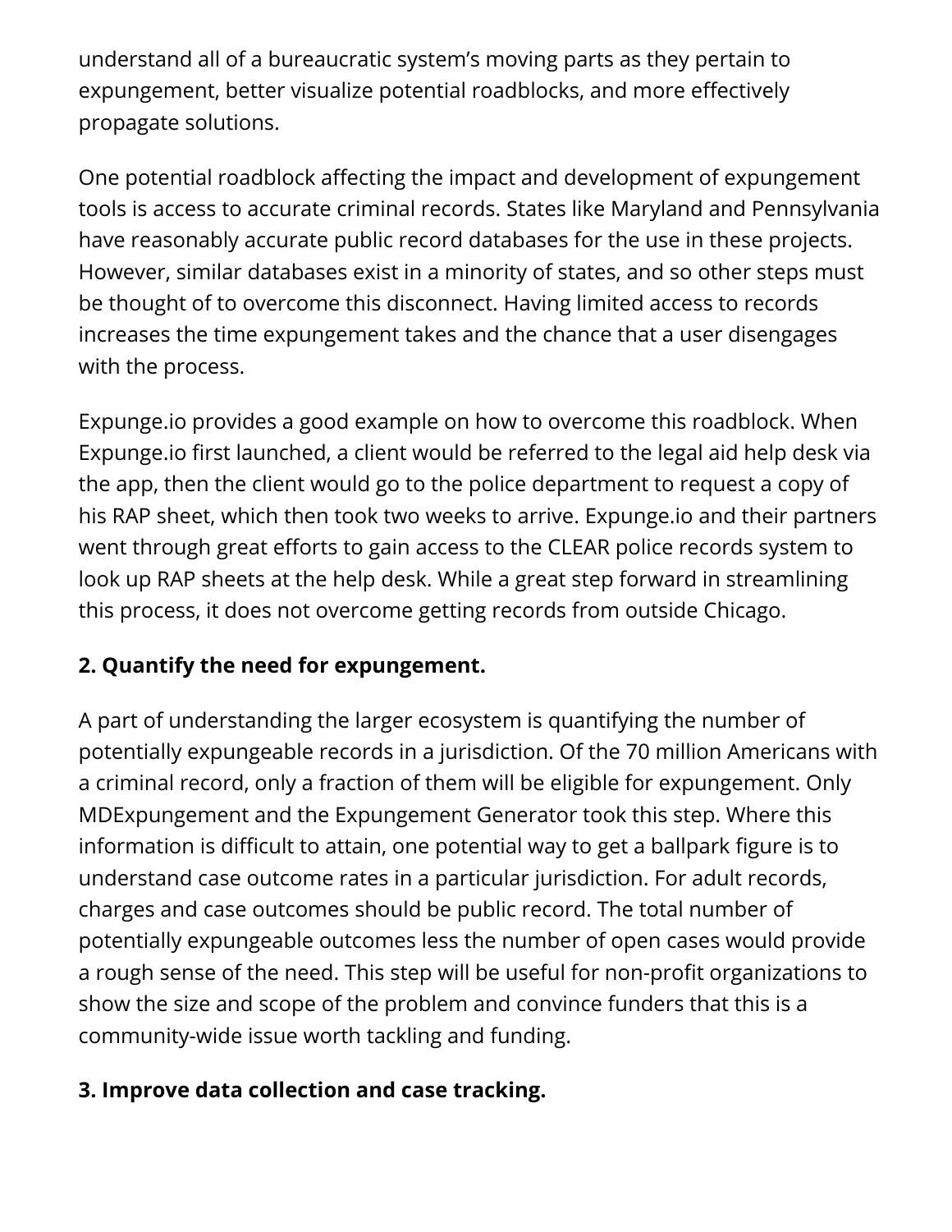understand all of a bureaucratic system's moving parts as they pertain to expungement, better visualize potential roadblocks, and more effectively propagate solutions.

One potential roadblock affecting the impact and development of expungement tools is access to accurate criminal records. States like Maryland and Pennsylvania have reasonably accurate public record databases for the use in these projects. However, similar databases exist in a minority of states, and so other steps must be thought of to overcome this disconnect. Having limited access to records increases the time expungement takes and the chance that a user disengages with the process.

Expunge.io provides a good example on how to overcome this roadblock. When Expunge.io first launched, a client would be referred to the legal aid help desk via the app, then the client would go to the police department to request a copy of his RAP sheet, which then took two weeks to arrive. Expunge.io and their partners went through great efforts to gain access to the CLEAR police records system to look up RAP sheets at the help desk. While a great step forward in streamlining this process, it does not overcome getting records from outside Chicago.

### 2. Quantify the need for expungement.

A part of understanding the larger ecosystem is quantifying the number of potentially expungeable records in a jurisdiction. Of the 70 million Americans with a criminal record, only a fraction of them will be eligible for expungement. Only MDExpungement and the Expungement Generator took this step. Where this information is difficult to attain, one potential way to get a ballpark figure is to understand case outcome rates in a particular jurisdiction. For adult records, charges and case outcomes should be public record. The total number of potentially expungeable outcomes less the number of open cases would provide a rough sense of the need. This step will be useful for non-profit organizations to show the size and scope of the problem and convince funders that this is a community-wide issue worth tackling and funding.

### 3. Improve data collection and case tracking.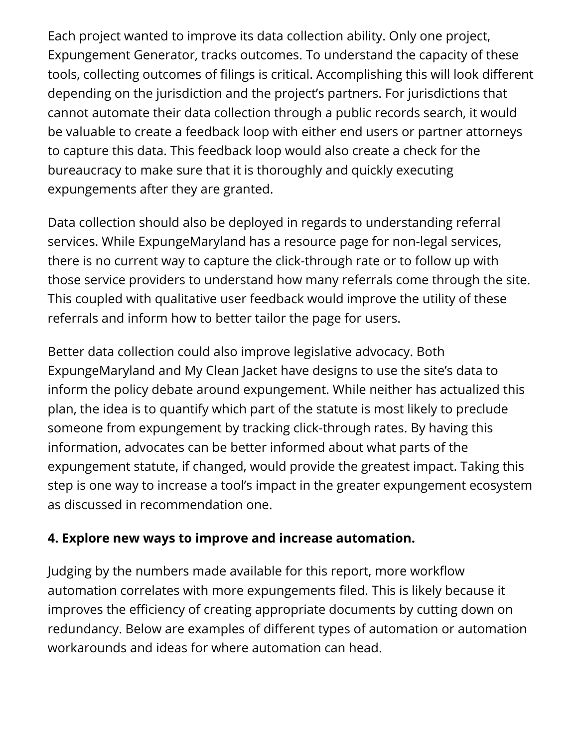Each project wanted to improve its data collection ability. Only one project, Expungement Generator, tracks outcomes. To understand the capacity of these tools, collecting outcomes of filings is critical. Accomplishing this will look different depending on the jurisdiction and the project's partners. For jurisdictions that cannot automate their data collection through a public records search, it would be valuable to create a feedback loop with either end users or partner attorneys to capture this data. This feedback loop would also create a check for the bureaucracy to make sure that it is thoroughly and quickly executing expungements after they are granted.

Data collection should also be deployed in regards to understanding referral services. While ExpungeMaryland has a resource page for non-legal services, there is no current way to capture the click-through rate or to follow up with those service providers to understand how many referrals come through the site. This coupled with qualitative user feedback would improve the utility of these referrals and inform how to better tailor the page for users.

Better data collection could also improve legislative advocacy. Both ExpungeMaryland and My Clean Jacket have designs to use the site's data to inform the policy debate around expungement. While neither has actualized this plan, the idea is to quantify which part of the statute is most likely to preclude someone from expungement by tracking click-through rates. By having this information, advocates can be better informed about what parts of the expungement statute, if changed, would provide the greatest impact. Taking this step is one way to increase a tool's impact in the greater expungement ecosystem as discussed in recommendation one.

**4. Explore new ways to improve and increase automation.**

Judging by the numbers made available for this report, more workflow automation correlates with more expungements filed. This is likely because it improves the efficiency of creating appropriate documents by cutting down on redundancy. Below are examples of different types of automation or automation workarounds and ideas for where automation can head.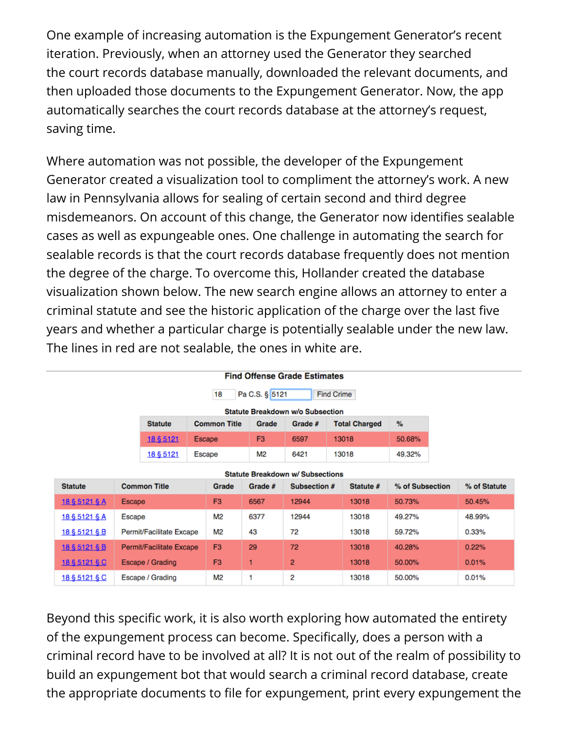One example of increasing automation is the Expungement Generator's recent iteration. Previously, when an attorney used the Generator they searched the court records database manually, downloaded the relevant documents, and then uploaded those documents to the Expungement Generator. Now, the app automatically searches the court records database at the attorney's request, saving time.

Where automation was not possible, the developer of the Expungement Generator created a visualization tool to compliment the attorney's work. A new law in Pennsylvania allows for sealing of certain second and third degree misdemeanors. On account of this change, the Generator now identifies sealable cases as well as expungeable ones. One challenge in automating the search for sealable records is that the court records database frequently does not mention the degree of the charge. To overcome this, Hollander created the database visualization shown below. The new search engine allows an attorney to enter a criminal statute and see the historic application of the charge over the last five years and whether a particular charge is potentially sealable under the new law. The lines in red are not sealable, the ones in white are.

**Find Offense Grade Estimates**

18 Pa C.S. § 5121 Find Crime

**Statute Breakdown w/o Subsection**

| Statute | Common Title | Grade | Grade # | Total Charged | % |
|---|---|---|---|---|---|
| 18 § 5121 | Escape | F3 | 6597 | 13018 | 50.68% |
| 18 § 5121 | Escape | M2 | 6421 | 13018 | 49.32% |

**Statute Breakdown w/ Subsections**

| Statute | Common Title | Grade | Grade # | Subsection # | Statute # | % of Subsection | % of Statute |
|---|---|---|---|---|---|---|---|
| 18 § 5121 § A | Escape | F3 | 6567 | 12944 | 13018 | 50.73% | 50.45% |
| 18 § 5121 § A | Escape | M2 | 6377 | 12944 | 13018 | 49.27% | 48.99% |
| 18 § 5121 § B | Permit/Facilitate Excape | M2 | 43 | 72 | 13018 | 59.72% | 0.33% |
| 18 § 5121 § B | Permit/Facilitate Excape | F3 | 29 | 72 | 13018 | 40.28% | 0.22% |
| 18 § 5121 § C | Escape / Grading | F3 | 1 | 2 | 13018 | 50.00% | 0.01% |
| 18 § 5121 § C | Escape / Grading | M2 | 1 | 2 | 13018 | 50.00% | 0.01% |

Beyond this specific work, it is also worth exploring how automated the entirety of the expungement process can become. Specifically, does a person with a criminal record have to be involved at all? It is not out of the realm of possibility to build an expungement bot that would search a criminal record database, create the appropriate documents to file for expungement, print every expungement the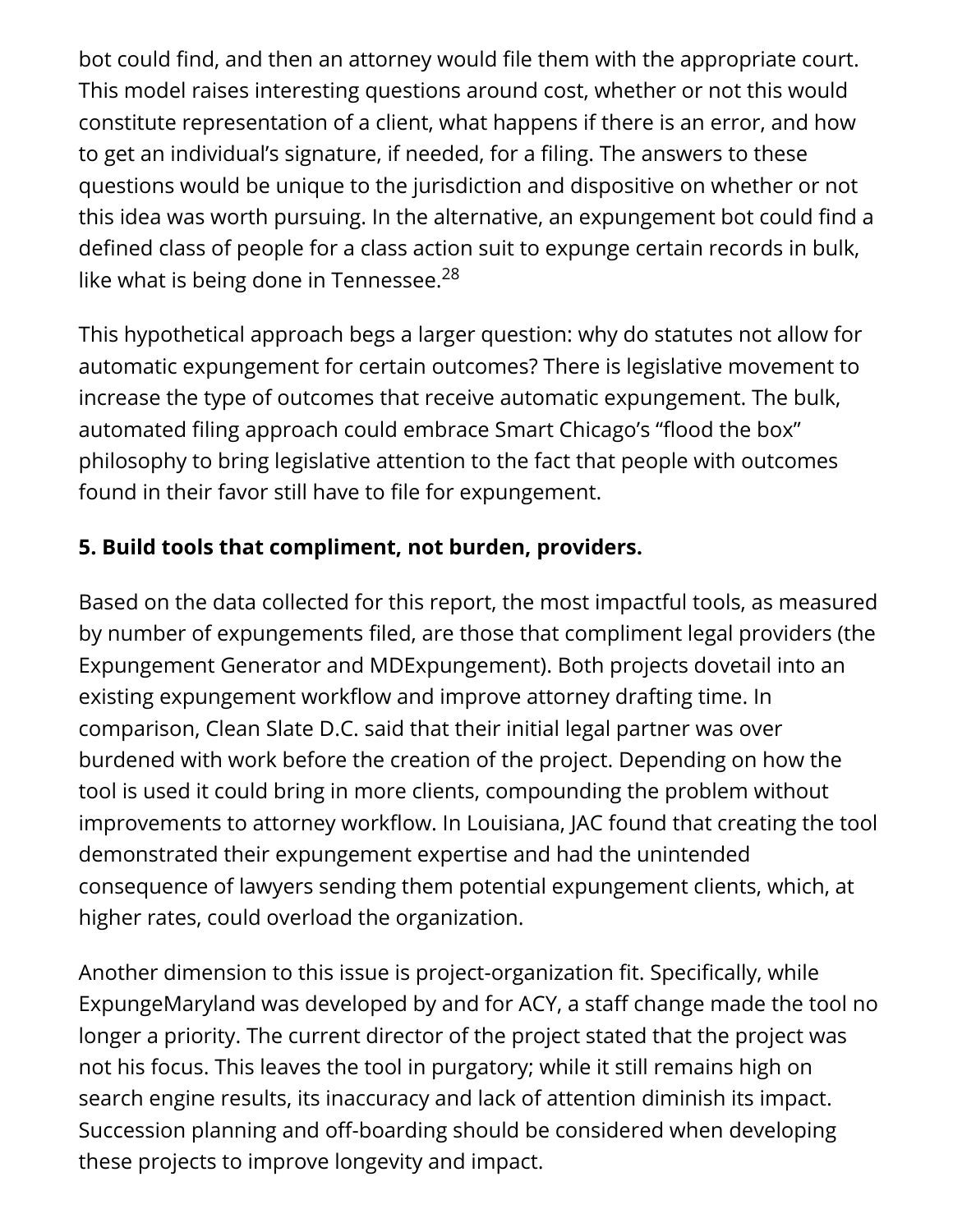bot could find, and then an attorney would file them with the appropriate court. This model raises interesting questions around cost, whether or not this would constitute representation of a client, what happens if there is an error, and how to get an individual's signature, if needed, for a filing. The answers to these questions would be unique to the jurisdiction and dispositive on whether or not this idea was worth pursuing. In the alternative, an expungement bot could find a defined class of people for a class action suit to expunge certain records in bulk, like what is being done in Tennessee.[28]

This hypothetical approach begs a larger question: why do statutes not allow for automatic expungement for certain outcomes? There is legislative movement to increase the type of outcomes that receive automatic expungement. The bulk, automated filing approach could embrace Smart Chicago's "flood the box" philosophy to bring legislative attention to the fact that people with outcomes found in their favor still have to file for expungement.

**5. Build tools that compliment, not burden, providers.**

Based on the data collected for this report, the most impactful tools, as measured by number of expungements filed, are those that compliment legal providers (the Expungement Generator and MDExpungement). Both projects dovetail into an existing expungement workflow and improve attorney drafting time. In comparison, Clean Slate D.C. said that their initial legal partner was over burdened with work before the creation of the project. Depending on how the tool is used it could bring in more clients, compounding the problem without improvements to attorney workflow. In Louisiana, JAC found that creating the tool demonstrated their expungement expertise and had the unintended consequence of lawyers sending them potential expungement clients, which, at higher rates, could overload the organization.

Another dimension to this issue is project-organization fit. Specifically, while ExpungeMaryland was developed by and for ACY, a staff change made the tool no longer a priority. The current director of the project stated that the project was not his focus. This leaves the tool in purgatory; while it still remains high on search engine results, its inaccuracy and lack of attention diminish its impact. Succession planning and off-boarding should be considered when developing these projects to improve longevity and impact.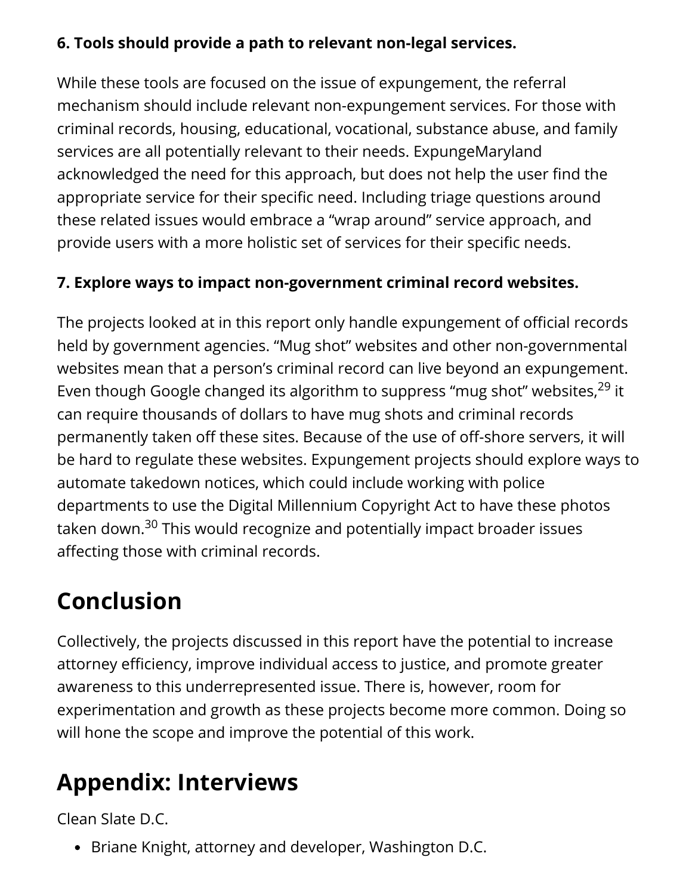**6. Tools should provide a path to relevant non-legal services.**

While these tools are focused on the issue of expungement, the referral mechanism should include relevant non-expungement services. For those with criminal records, housing, educational, vocational, substance abuse, and family services are all potentially relevant to their needs. ExpungeMaryland acknowledged the need for this approach, but does not help the user find the appropriate service for their specific need. Including triage questions around these related issues would embrace a "wrap around" service approach, and provide users with a more holistic set of services for their specific needs.

**7. Explore ways to impact non-government criminal record websites.**

The projects looked at in this report only handle expungement of official records held by government agencies. "Mug shot" websites and other non-governmental websites mean that a person's criminal record can live beyond an expungement. Even though Google changed its algorithm to suppress "mug shot" websites,[29] it can require thousands of dollars to have mug shots and criminal records permanently taken off these sites. Because of the use of off-shore servers, it will be hard to regulate these websites. Expungement projects should explore ways to automate takedown notices, which could include working with police departments to use the Digital Millennium Copyright Act to have these photos taken down.[30] This would recognize and potentially impact broader issues affecting those with criminal records.

# Conclusion

Collectively, the projects discussed in this report have the potential to increase attorney efficiency, improve individual access to justice, and promote greater awareness to this underrepresented issue. There is, however, room for experimentation and growth as these projects become more common. Doing so will hone the scope and improve the potential of this work.

# Appendix: Interviews

Clean Slate D.C.

- Briane Knight, attorney and developer, Washington D.C.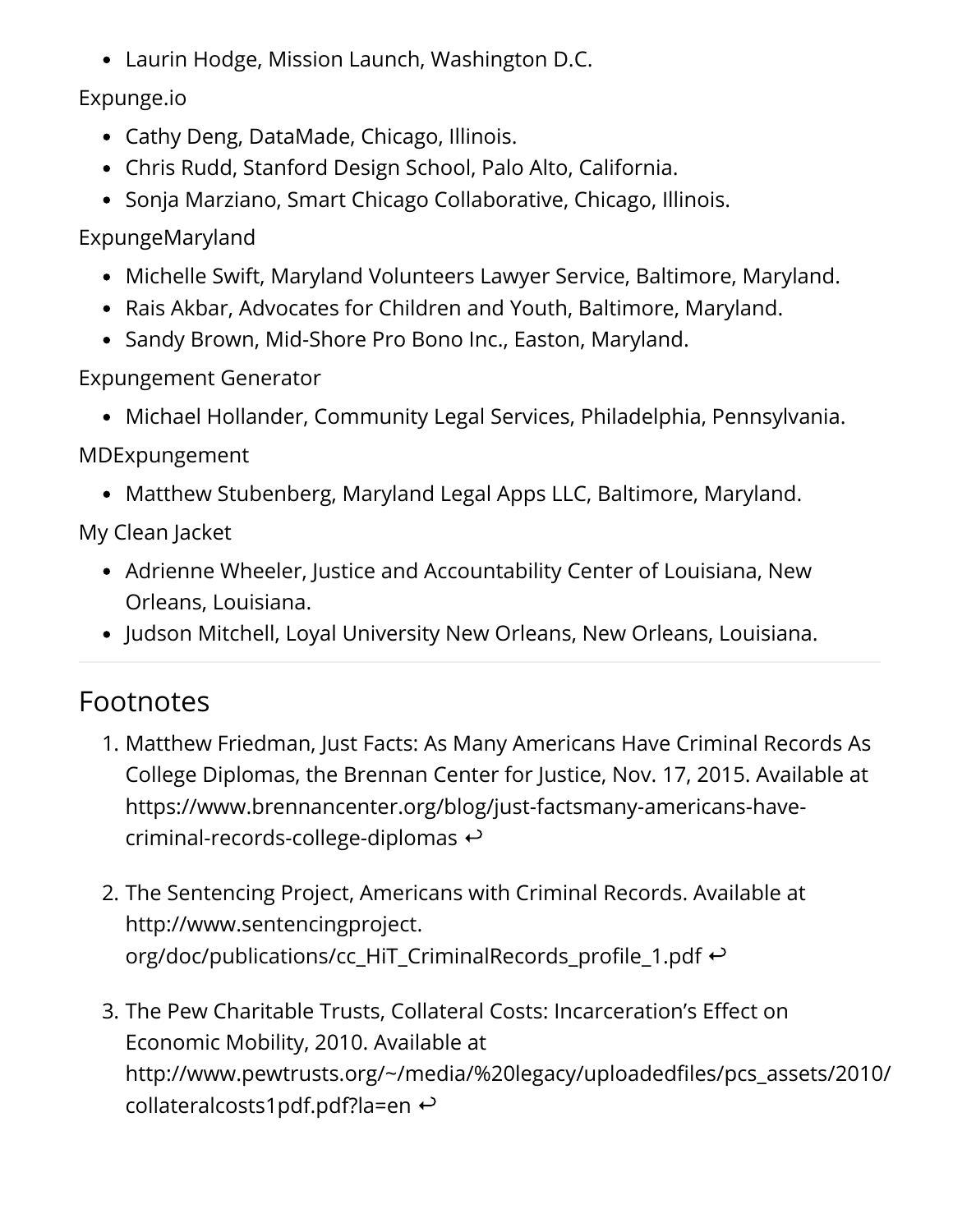- Laurin Hodge, Mission Launch, Washington D.C.

Expunge.io

- Cathy Deng, DataMade, Chicago, Illinois.
- Chris Rudd, Stanford Design School, Palo Alto, California.
- Sonja Marziano, Smart Chicago Collaborative, Chicago, Illinois.

ExpungeMaryland

- Michelle Swift, Maryland Volunteers Lawyer Service, Baltimore, Maryland.
- Rais Akbar, Advocates for Children and Youth, Baltimore, Maryland.
- Sandy Brown, Mid-Shore Pro Bono Inc., Easton, Maryland.

Expungement Generator

- Michael Hollander, Community Legal Services, Philadelphia, Pennsylvania.

MDExpungement

- Matthew Stubenberg, Maryland Legal Apps LLC, Baltimore, Maryland.

My Clean Jacket

- Adrienne Wheeler, Justice and Accountability Center of Louisiana, New Orleans, Louisiana.
- Judson Mitchell, Loyal University New Orleans, New Orleans, Louisiana.

---

## Footnotes

1. Matthew Friedman, Just Facts: As Many Americans Have Criminal Records As College Diplomas, the Brennan Center for Justice, Nov. 17, 2015. Available at https://www.brennancenter.org/blog/just-factsmany-americans-have-criminal-records-college-diplomas ↩

2. The Sentencing Project, Americans with Criminal Records. Available at http://www.sentencingproject.org/doc/publications/cc_HiT_CriminalRecords_profile_1.pdf ↩

3. The Pew Charitable Trusts, Collateral Costs: Incarceration's Effect on Economic Mobility, 2010. Available at http://www.pewtrusts.org/~/media/%20legacy/uploadedfiles/pcs_assets/2010/collateralcosts1pdf.pdf?la=en ↩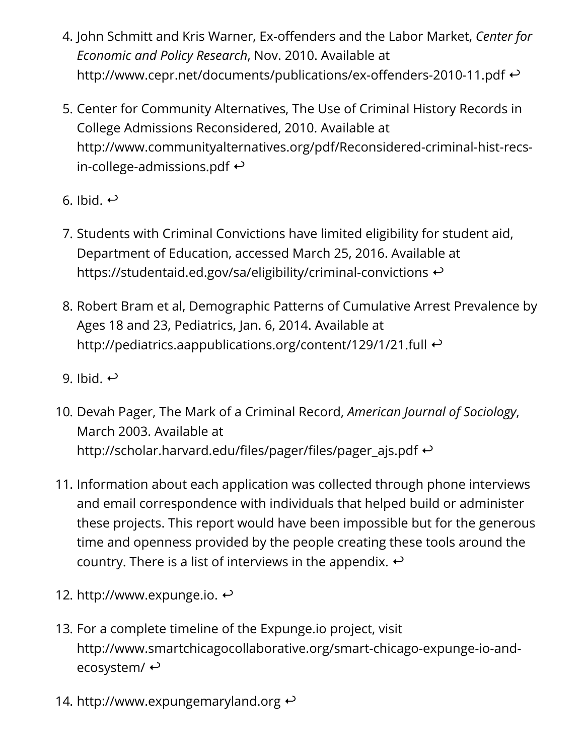4. John Schmitt and Kris Warner, Ex-offenders and the Labor Market, *Center for Economic and Policy Research*, Nov. 2010. Available at http://www.cepr.net/documents/publications/ex-offenders-2010-11.pdf ↩

5. Center for Community Alternatives, The Use of Criminal History Records in College Admissions Reconsidered, 2010. Available at http://www.communityalternatives.org/pdf/Reconsidered-criminal-hist-recs-in-college-admissions.pdf ↩

6. Ibid. ↩

7. Students with Criminal Convictions have limited eligibility for student aid, Department of Education, accessed March 25, 2016. Available at https://studentaid.ed.gov/sa/eligibility/criminal-convictions ↩

8. Robert Bram et al, Demographic Patterns of Cumulative Arrest Prevalence by Ages 18 and 23, Pediatrics, Jan. 6, 2014. Available at http://pediatrics.aappublications.org/content/129/1/21.full ↩

9. Ibid. ↩

10. Devah Pager, The Mark of a Criminal Record, *American Journal of Sociology*, March 2003. Available at http://scholar.harvard.edu/files/pager/files/pager_ajs.pdf ↩

11. Information about each application was collected through phone interviews and email correspondence with individuals that helped build or administer these projects. This report would have been impossible but for the generous time and openness provided by the people creating these tools around the country. There is a list of interviews in the appendix. ↩

12. http://www.expunge.io. ↩

13. For a complete timeline of the Expunge.io project, visit http://www.smartchicagocollaborative.org/smart-chicago-expunge-io-and-ecosystem/ ↩

14. http://www.expungemaryland.org ↩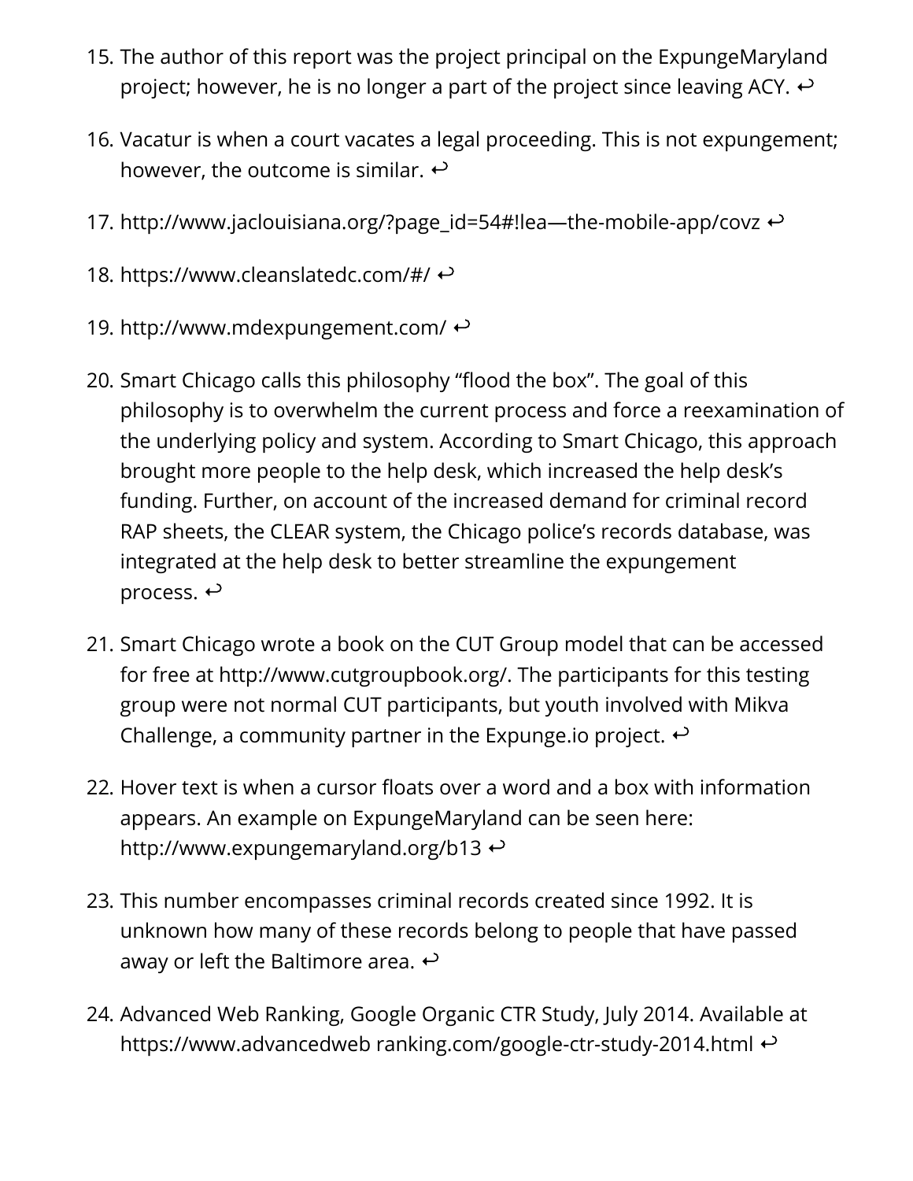15. The author of this report was the project principal on the ExpungeMaryland project; however, he is no longer a part of the project since leaving ACY. ↩

16. Vacatur is when a court vacates a legal proceeding. This is not expungement; however, the outcome is similar. ↩

17. http://www.jaclouisiana.org/?page_id=54#!lea—the-mobile-app/covz ↩

18. https://www.cleanslatedc.com/#/ ↩

19. http://www.mdexpungement.com/ ↩

20. Smart Chicago calls this philosophy "flood the box". The goal of this philosophy is to overwhelm the current process and force a reexamination of the underlying policy and system. According to Smart Chicago, this approach brought more people to the help desk, which increased the help desk's funding. Further, on account of the increased demand for criminal record RAP sheets, the CLEAR system, the Chicago police's records database, was integrated at the help desk to better streamline the expungement process. ↩

21. Smart Chicago wrote a book on the CUT Group model that can be accessed for free at http://www.cutgroupbook.org/. The participants for this testing group were not normal CUT participants, but youth involved with Mikva Challenge, a community partner in the Expunge.io project. ↩

22. Hover text is when a cursor floats over a word and a box with information appears. An example on ExpungeMaryland can be seen here: http://www.expungemaryland.org/b13 ↩

23. This number encompasses criminal records created since 1992. It is unknown how many of these records belong to people that have passed away or left the Baltimore area. ↩

24. Advanced Web Ranking, Google Organic CTR Study, July 2014. Available at https://www.advancedweb ranking.com/google-ctr-study-2014.html ↩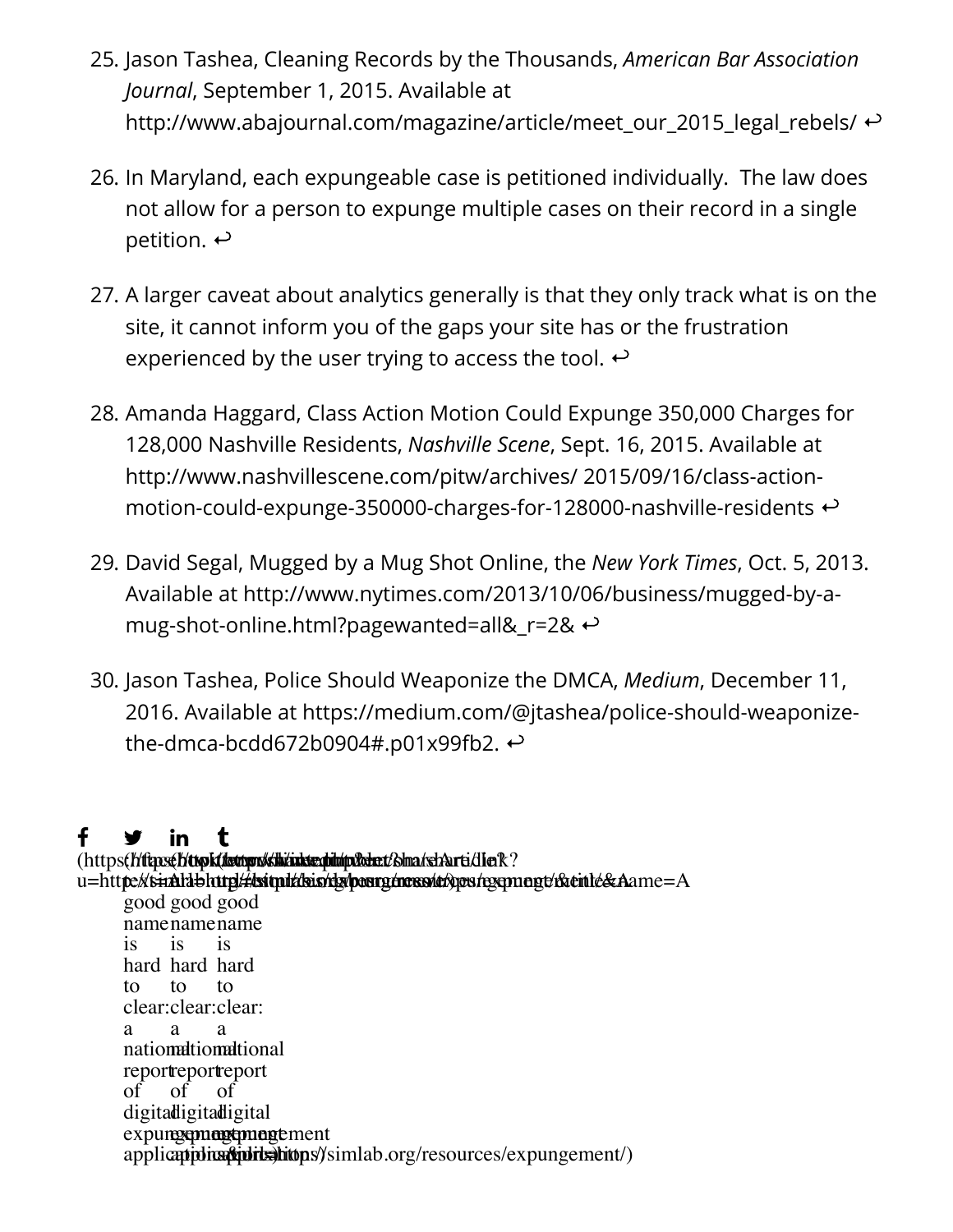25. Jason Tashea, Cleaning Records by the Thousands, *American Bar Association Journal*, September 1, 2015. Available at http://www.abajournal.com/magazine/article/meet_our_2015_legal_rebels/ ↩

26. In Maryland, each expungeable case is petitioned individually. The law does not allow for a person to expunge multiple cases on their record in a single petition. ↩

27. A larger caveat about analytics generally is that they only track what is on the site, it cannot inform you of the gaps your site has or the frustration experienced by the user trying to access the tool. ↩

28. Amanda Haggard, Class Action Motion Could Expunge 350,000 Charges for 128,000 Nashville Residents, *Nashville Scene*, Sept. 16, 2015. Available at http://www.nashvillescene.com/pitw/archives/ 2015/09/16/class-action-motion-could-expunge-350000-charges-for-128000-nashville-residents ↩

29. David Segal, Mugged by a Mug Shot Online, the *New York Times*, Oct. 5, 2013. Available at http://www.nytimes.com/2013/10/06/business/mugged-by-a-mug-shot-online.html?pagewanted=all&_r=2& ↩

30. Jason Tashea, Police Should Weaponize the DMCA, *Medium*, December 11, 2016. Available at https://medium.com/@jtashea/police-should-weaponize-the-dmca-bcdd672b0904#.p01x99fb2. ↩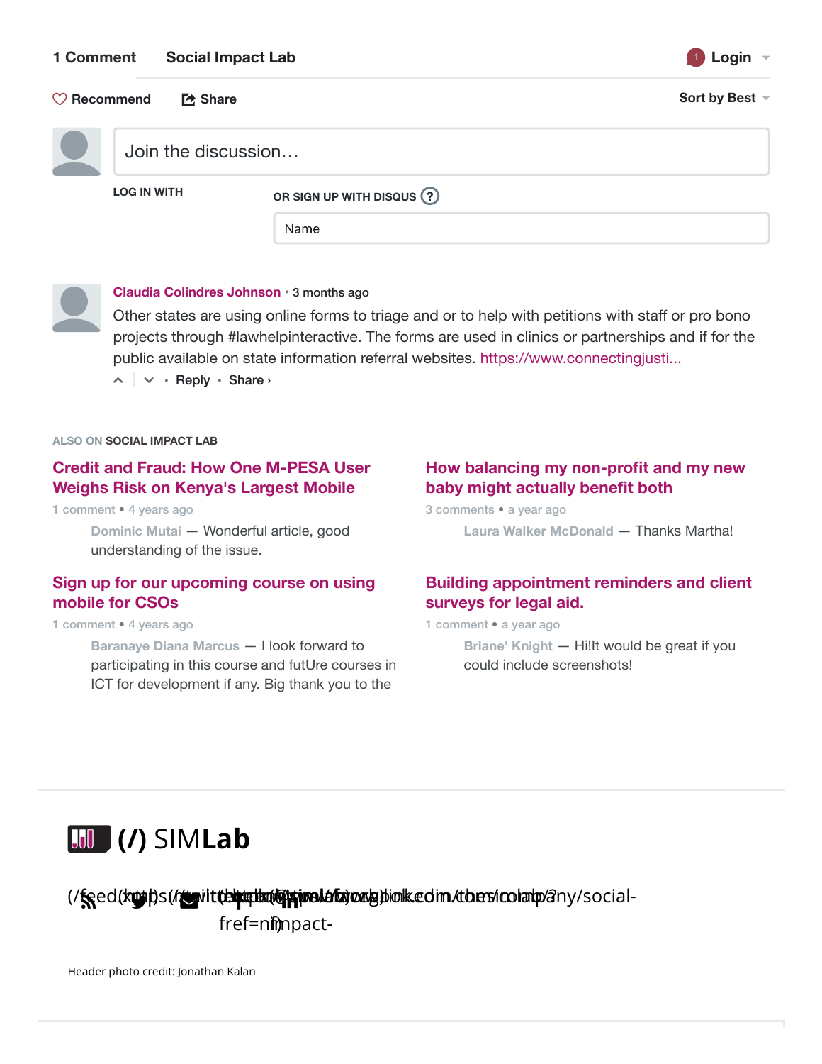1 Comment Social Impact Lab

Login

Recommend Share Sort by Best

Join the discussion…

LOG IN WITH

OR SIGN UP WITH DISQUS ?

Name

**Claudia Colindres Johnson** • 3 months ago

Other states are using online forms to triage and or to help with petitions with staff or pro bono projects through #lawhelpinteractive. The forms are used in clinics or partnerships and if for the public available on state information referral websites. https://www.connectingjusti...

Reply • Share ›

ALSO ON **SOCIAL IMPACT LAB**

**Credit and Fraud: How One M-PESA User Weighs Risk on Kenya's Largest Mobile**

1 comment • 4 years ago

Dominic Mutai — Wonderful article, good understanding of the issue.

**How balancing my non-profit and my new baby might actually benefit both**

3 comments • a year ago

Laura Walker McDonald — Thanks Martha!

**Sign up for our upcoming course on using mobile for CSOs**

1 comment • 4 years ago

Baranaye Diana Marcus — I look forward to participating in this course and futUre courses in ICT for development if any. Big thank you to the

**Building appointment reminders and client surveys for legal aid.**

1 comment • a year ago

Briane' Knight — Hi!It would be great if you could include screenshots!

(/) SIM**Lab**

Header photo credit: Jonathan Kalan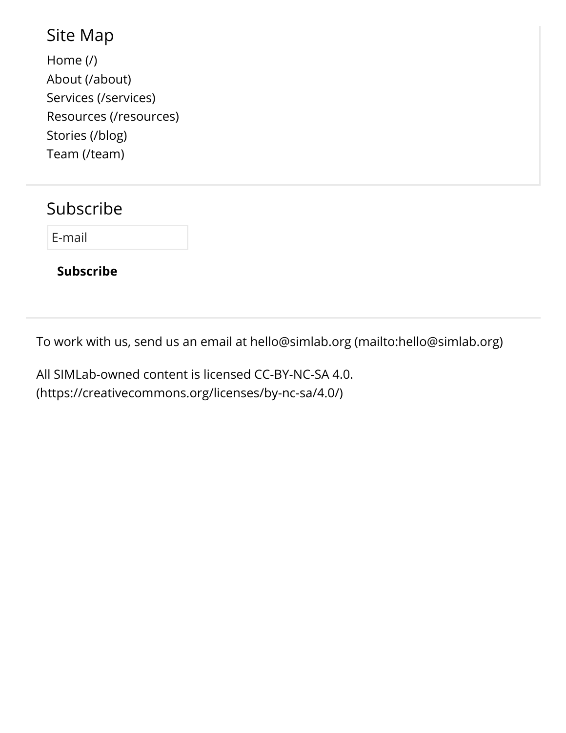## Site Map

Home (/)
About (/about)
Services (/services)
Resources (/resources)
Stories (/blog)
Team (/team)

## Subscribe

E-mail

**Subscribe**

To work with us, send us an email at hello@simlab.org (mailto:hello@simlab.org)

All SIMLab-owned content is licensed CC-BY-NC-SA 4.0. (https://creativecommons.org/licenses/by-nc-sa/4.0/)